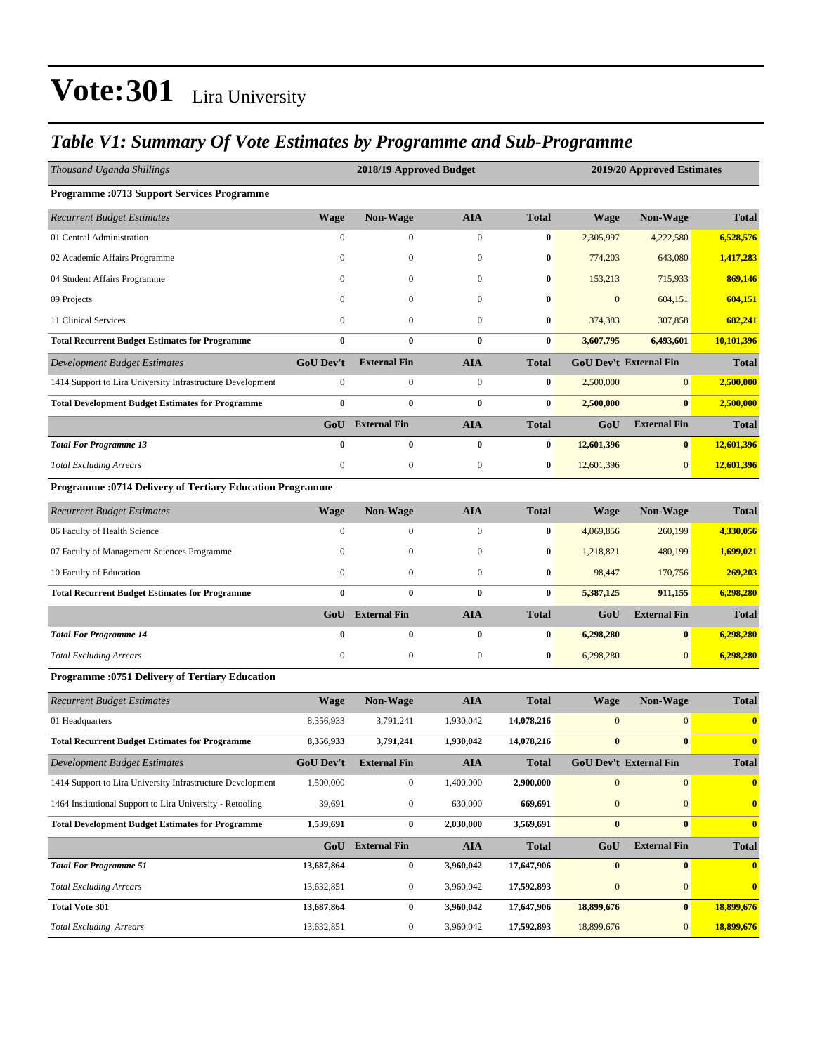# Vote:301 Lira University

## *Table V1: Summary Of Vote Estimates by Programme and Sub-Programme*

| *Thousand Uganda Shillings* | 2018/19 Approved Budget | | | | 2019/20 Approved Estimates | | |
|---|---|---|---|---|---|---|---|
| **Programme :0713 Support Services Programme** | | | | | | | |
| *Recurrent Budget Estimates* | **Wage** | **Non-Wage** | **AIA** | **Total** | **Wage** | **Non-Wage** | **Total** |
| 01 Central Administration | 0 | 0 | 0 | **0** | 2,305,997 | 4,222,580 | **6,528,576** |
| 02 Academic Affairs Programme | 0 | 0 | 0 | **0** | 774,203 | 643,080 | **1,417,283** |
| 04 Student Affairs Programme | 0 | 0 | 0 | **0** | 153,213 | 715,933 | **869,146** |
| 09 Projects | 0 | 0 | 0 | **0** | 0 | 604,151 | **604,151** |
| 11 Clinical Services | 0 | 0 | 0 | **0** | 374,383 | 307,858 | **682,241** |
| **Total Recurrent Budget Estimates for Programme** | **0** | **0** | **0** | **0** | **3,607,795** | **6,493,601** | **10,101,396** |
| *Development Budget Estimates* | **GoU Dev't** | **External Fin** | **AIA** | **Total** | **GoU Dev't** | **External Fin** | **Total** |
| 1414 Support to Lira University Infrastructure Development | 0 | 0 | 0 | **0** | 2,500,000 | 0 | **2,500,000** |
| **Total Development Budget Estimates for Programme** | **0** | **0** | **0** | **0** | **2,500,000** | **0** | **2,500,000** |
| | **GoU** | **External Fin** | **AIA** | **Total** | **GoU** | **External Fin** | **Total** |
| ***Total For Programme 13*** | **0** | **0** | **0** | **0** | **12,601,396** | **0** | **12,601,396** |
| *Total Excluding Arrears* | 0 | 0 | 0 | **0** | 12,601,396 | 0 | **12,601,396** |
| **Programme :0714 Delivery of Tertiary Education Programme** | | | | | | | |
| *Recurrent Budget Estimates* | **Wage** | **Non-Wage** | **AIA** | **Total** | **Wage** | **Non-Wage** | **Total** |
| 06 Faculty of Health Science | 0 | 0 | 0 | **0** | 4,069,856 | 260,199 | **4,330,056** |
| 07 Faculty of Management Sciences Programme | 0 | 0 | 0 | **0** | 1,218,821 | 480,199 | **1,699,021** |
| 10 Faculty of Education | 0 | 0 | 0 | **0** | 98,447 | 170,756 | **269,203** |
| **Total Recurrent Budget Estimates for Programme** | **0** | **0** | **0** | **0** | **5,387,125** | **911,155** | **6,298,280** |
| | **GoU** | **External Fin** | **AIA** | **Total** | **GoU** | **External Fin** | **Total** |
| ***Total For Programme 14*** | **0** | **0** | **0** | **0** | **6,298,280** | **0** | **6,298,280** |
| *Total Excluding Arrears* | 0 | 0 | 0 | **0** | 6,298,280 | 0 | **6,298,280** |
| **Programme :0751 Delivery of Tertiary Education** | | | | | | | |
| *Recurrent Budget Estimates* | **Wage** | **Non-Wage** | **AIA** | **Total** | **Wage** | **Non-Wage** | **Total** |
| 01 Headquarters | 8,356,933 | 3,791,241 | 1,930,042 | **14,078,216** | 0 | 0 | **0** |
| **Total Recurrent Budget Estimates for Programme** | **8,356,933** | **3,791,241** | **1,930,042** | **14,078,216** | **0** | **0** | **0** |
| *Development Budget Estimates* | **GoU Dev't** | **External Fin** | **AIA** | **Total** | **GoU Dev't** | **External Fin** | **Total** |
| 1414 Support to Lira University Infrastructure Development | 1,500,000 | 0 | 1,400,000 | **2,900,000** | 0 | 0 | **0** |
| 1464 Institutional Support to Lira University - Retooling | 39,691 | 0 | 630,000 | **669,691** | 0 | 0 | **0** |
| **Total Development Budget Estimates for Programme** | **1,539,691** | **0** | **2,030,000** | **3,569,691** | **0** | **0** | **0** |
| | **GoU** | **External Fin** | **AIA** | **Total** | **GoU** | **External Fin** | **Total** |
| ***Total For Programme 51*** | **13,687,864** | **0** | **3,960,042** | **17,647,906** | **0** | **0** | **0** |
| *Total Excluding Arrears* | 13,632,851 | 0 | 3,960,042 | **17,592,893** | 0 | 0 | **0** |
| **Total Vote 301** | **13,687,864** | **0** | **3,960,042** | **17,647,906** | **18,899,676** | **0** | **18,899,676** |
| *Total Excluding Arrears* | 13,632,851 | 0 | 3,960,042 | **17,592,893** | 18,899,676 | 0 | **18,899,676** |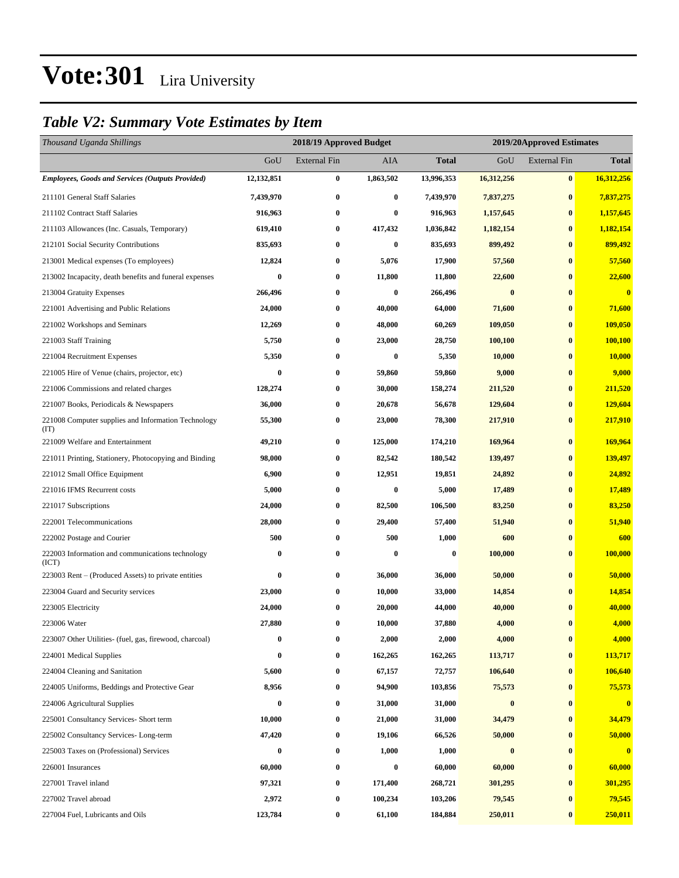# Vote:301 Lira University

## *Table V2: Summary Vote Estimates by Item*

| *Thousand Uganda Shillings* | 2018/19 Approved Budget | | | | 2019/20Approved Estimates | | |
|---|---|---|---|---|---|---|---|
| | GoU | External Fin | AIA | **Total** | GoU | External Fin | **Total** |
| ***Employees, Goods and Services (Outputs Provided)*** | **12,132,851** | **0** | **1,863,502** | **13,996,353** | **16,312,256** | **0** | **16,312,256** |
| 211101 General Staff Salaries | **7,439,970** | **0** | **0** | **7,439,970** | **7,837,275** | **0** | **7,837,275** |
| 211102 Contract Staff Salaries | **916,963** | **0** | **0** | **916,963** | **1,157,645** | **0** | **1,157,645** |
| 211103 Allowances (Inc. Casuals, Temporary) | **619,410** | **0** | **417,432** | **1,036,842** | **1,182,154** | **0** | **1,182,154** |
| 212101 Social Security Contributions | **835,693** | **0** | **0** | **835,693** | **899,492** | **0** | **899,492** |
| 213001 Medical expenses (To employees) | **12,824** | **0** | **5,076** | **17,900** | **57,560** | **0** | **57,560** |
| 213002 Incapacity, death benefits and funeral expenses | **0** | **0** | **11,800** | **11,800** | **22,600** | **0** | **22,600** |
| 213004 Gratuity Expenses | **266,496** | **0** | **0** | **266,496** | **0** | **0** | **0** |
| 221001 Advertising and Public Relations | **24,000** | **0** | **40,000** | **64,000** | **71,600** | **0** | **71,600** |
| 221002 Workshops and Seminars | **12,269** | **0** | **48,000** | **60,269** | **109,050** | **0** | **109,050** |
| 221003 Staff Training | **5,750** | **0** | **23,000** | **28,750** | **100,100** | **0** | **100,100** |
| 221004 Recruitment Expenses | **5,350** | **0** | **0** | **5,350** | **10,000** | **0** | **10,000** |
| 221005 Hire of Venue (chairs, projector, etc) | **0** | **0** | **59,860** | **59,860** | **9,000** | **0** | **9,000** |
| 221006 Commissions and related charges | **128,274** | **0** | **30,000** | **158,274** | **211,520** | **0** | **211,520** |
| 221007 Books, Periodicals & Newspapers | **36,000** | **0** | **20,678** | **56,678** | **129,604** | **0** | **129,604** |
| 221008 Computer supplies and Information Technology (IT) | **55,300** | **0** | **23,000** | **78,300** | **217,910** | **0** | **217,910** |
| 221009 Welfare and Entertainment | **49,210** | **0** | **125,000** | **174,210** | **169,964** | **0** | **169,964** |
| 221011 Printing, Stationery, Photocopying and Binding | **98,000** | **0** | **82,542** | **180,542** | **139,497** | **0** | **139,497** |
| 221012 Small Office Equipment | **6,900** | **0** | **12,951** | **19,851** | **24,892** | **0** | **24,892** |
| 221016 IFMS Recurrent costs | **5,000** | **0** | **0** | **5,000** | **17,489** | **0** | **17,489** |
| 221017 Subscriptions | **24,000** | **0** | **82,500** | **106,500** | **83,250** | **0** | **83,250** |
| 222001 Telecommunications | **28,000** | **0** | **29,400** | **57,400** | **51,940** | **0** | **51,940** |
| 222002 Postage and Courier | **500** | **0** | **500** | **1,000** | **600** | **0** | **600** |
| 222003 Information and communications technology (ICT) | **0** | **0** | **0** | **0** | **100,000** | **0** | **100,000** |
| 223003 Rent – (Produced Assets) to private entities | **0** | **0** | **36,000** | **36,000** | **50,000** | **0** | **50,000** |
| 223004 Guard and Security services | **23,000** | **0** | **10,000** | **33,000** | **14,854** | **0** | **14,854** |
| 223005 Electricity | **24,000** | **0** | **20,000** | **44,000** | **40,000** | **0** | **40,000** |
| 223006 Water | **27,880** | **0** | **10,000** | **37,880** | **4,000** | **0** | **4,000** |
| 223007 Other Utilities- (fuel, gas, firewood, charcoal) | **0** | **0** | **2,000** | **2,000** | **4,000** | **0** | **4,000** |
| 224001 Medical Supplies | **0** | **0** | **162,265** | **162,265** | **113,717** | **0** | **113,717** |
| 224004 Cleaning and Sanitation | **5,600** | **0** | **67,157** | **72,757** | **106,640** | **0** | **106,640** |
| 224005 Uniforms, Beddings and Protective Gear | **8,956** | **0** | **94,900** | **103,856** | **75,573** | **0** | **75,573** |
| 224006 Agricultural Supplies | **0** | **0** | **31,000** | **31,000** | **0** | **0** | **0** |
| 225001 Consultancy Services- Short term | **10,000** | **0** | **21,000** | **31,000** | **34,479** | **0** | **34,479** |
| 225002 Consultancy Services- Long-term | **47,420** | **0** | **19,106** | **66,526** | **50,000** | **0** | **50,000** |
| 225003 Taxes on (Professional) Services | **0** | **0** | **1,000** | **1,000** | **0** | **0** | **0** |
| 226001 Insurances | **60,000** | **0** | **0** | **60,000** | **60,000** | **0** | **60,000** |
| 227001 Travel inland | **97,321** | **0** | **171,400** | **268,721** | **301,295** | **0** | **301,295** |
| 227002 Travel abroad | **2,972** | **0** | **100,234** | **103,206** | **79,545** | **0** | **79,545** |
| 227004 Fuel, Lubricants and Oils | **123,784** | **0** | **61,100** | **184,884** | **250,011** | **0** | **250,011** |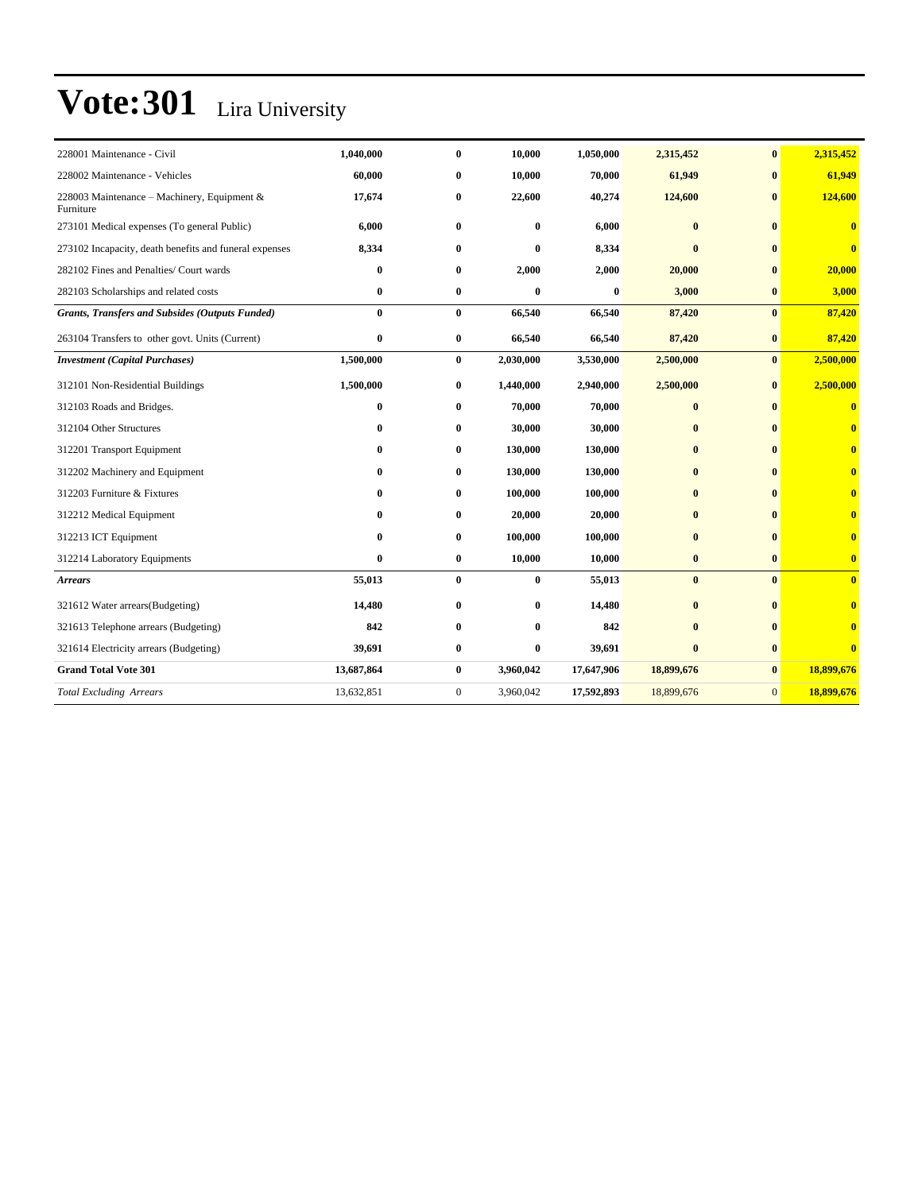# Vote:301 Lira University

| | | | | | | | |
|---|---|---|---|---|---|---|---|
| 228001 Maintenance - Civil | **1,040,000** | **0** | **10,000** | **1,050,000** | **2,315,452** | **0** | **2,315,452** |
| 228002 Maintenance - Vehicles | **60,000** | **0** | **10,000** | **70,000** | **61,949** | **0** | **61,949** |
| 228003 Maintenance – Machinery, Equipment & Furniture | **17,674** | **0** | **22,600** | **40,274** | **124,600** | **0** | **124,600** |
| 273101 Medical expenses (To general Public) | **6,000** | **0** | **0** | **6,000** | **0** | **0** | **0** |
| 273102 Incapacity, death benefits and funeral expenses | **8,334** | **0** | **0** | **8,334** | **0** | **0** | **0** |
| 282102 Fines and Penalties/ Court wards | **0** | **0** | **2,000** | **2,000** | **20,000** | **0** | **20,000** |
| 282103 Scholarships and related costs | **0** | **0** | **0** | **0** | **3,000** | **0** | **3,000** |
| ***Grants, Transfers and Subsides (Outputs Funded)*** | **0** | **0** | **66,540** | **66,540** | **87,420** | **0** | **87,420** |
| 263104 Transfers to other govt. Units (Current) | **0** | **0** | **66,540** | **66,540** | **87,420** | **0** | **87,420** |
| ***Investment (Capital Purchases)*** | **1,500,000** | **0** | **2,030,000** | **3,530,000** | **2,500,000** | **0** | **2,500,000** |
| 312101 Non-Residential Buildings | **1,500,000** | **0** | **1,440,000** | **2,940,000** | **2,500,000** | **0** | **2,500,000** |
| 312103 Roads and Bridges. | **0** | **0** | **70,000** | **70,000** | **0** | **0** | **0** |
| 312104 Other Structures | **0** | **0** | **30,000** | **30,000** | **0** | **0** | **0** |
| 312201 Transport Equipment | **0** | **0** | **130,000** | **130,000** | **0** | **0** | **0** |
| 312202 Machinery and Equipment | **0** | **0** | **130,000** | **130,000** | **0** | **0** | **0** |
| 312203 Furniture & Fixtures | **0** | **0** | **100,000** | **100,000** | **0** | **0** | **0** |
| 312212 Medical Equipment | **0** | **0** | **20,000** | **20,000** | **0** | **0** | **0** |
| 312213 ICT Equipment | **0** | **0** | **100,000** | **100,000** | **0** | **0** | **0** |
| 312214 Laboratory Equipments | **0** | **0** | **10,000** | **10,000** | **0** | **0** | **0** |
| ***Arrears*** | **55,013** | **0** | **0** | **55,013** | **0** | **0** | **0** |
| 321612 Water arrears(Budgeting) | **14,480** | **0** | **0** | **14,480** | **0** | **0** | **0** |
| 321613 Telephone arrears (Budgeting) | **842** | **0** | **0** | **842** | **0** | **0** | **0** |
| 321614 Electricity arrears (Budgeting) | **39,691** | **0** | **0** | **39,691** | **0** | **0** | **0** |
| **Grand Total Vote 301** | **13,687,864** | **0** | **3,960,042** | **17,647,906** | **18,899,676** | **0** | **18,899,676** |
| *Total Excluding Arrears* | 13,632,851 | 0 | 3,960,042 | **17,592,893** | 18,899,676 | 0 | **18,899,676** |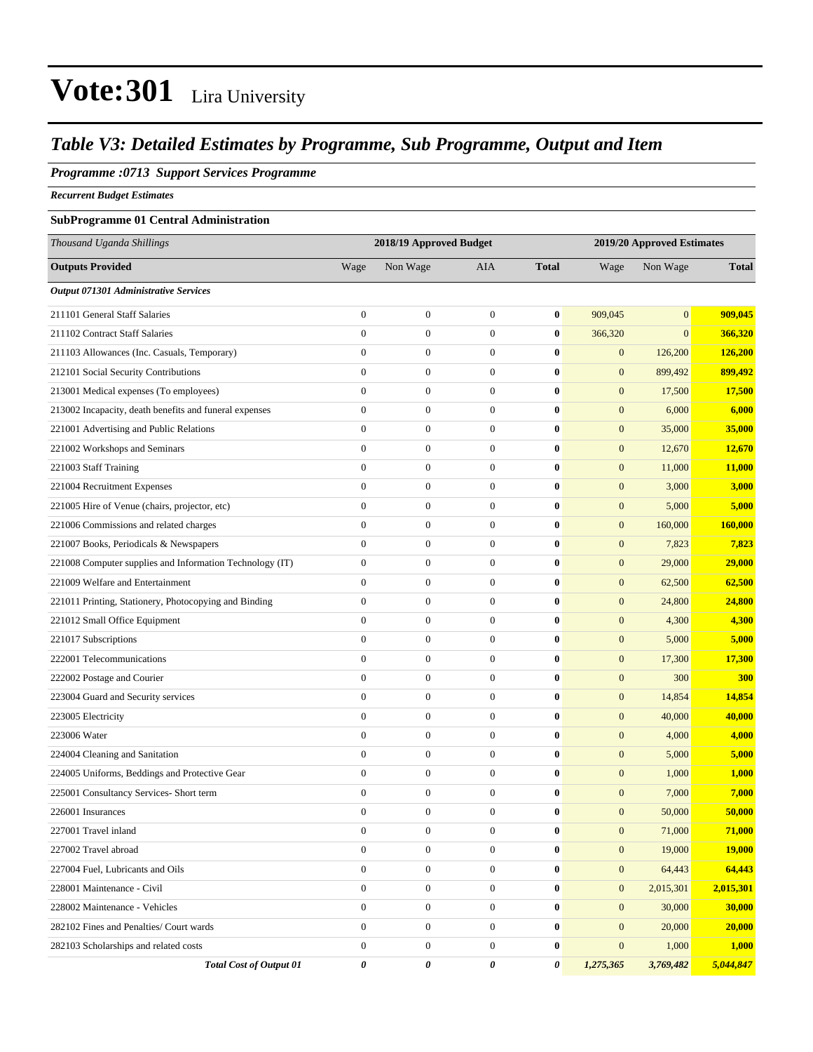# Vote:301 Lira University

## *Table V3: Detailed Estimates by Programme, Sub Programme, Output and Item*

### *Programme :0713 Support Services Programme*

***Recurrent Budget Estimates***

**SubProgramme 01 Central Administration**

| *Thousand Uganda Shillings* | 2018/19 Approved Budget | | | | 2019/20 Approved Estimates | | |
|---|---|---|---|---|---|---|---|
| **Outputs Provided** | Wage | Non Wage | AIA | **Total** | Wage | Non Wage | **Total** |
| ***Output 071301 Administrative Services*** | | | | | | | |
| 211101 General Staff Salaries | 0 | 0 | 0 | **0** | 909,045 | 0 | **909,045** |
| 211102 Contract Staff Salaries | 0 | 0 | 0 | **0** | 366,320 | 0 | **366,320** |
| 211103 Allowances (Inc. Casuals, Temporary) | 0 | 0 | 0 | **0** | 0 | 126,200 | **126,200** |
| 212101 Social Security Contributions | 0 | 0 | 0 | **0** | 0 | 899,492 | **899,492** |
| 213001 Medical expenses (To employees) | 0 | 0 | 0 | **0** | 0 | 17,500 | **17,500** |
| 213002 Incapacity, death benefits and funeral expenses | 0 | 0 | 0 | **0** | 0 | 6,000 | **6,000** |
| 221001 Advertising and Public Relations | 0 | 0 | 0 | **0** | 0 | 35,000 | **35,000** |
| 221002 Workshops and Seminars | 0 | 0 | 0 | **0** | 0 | 12,670 | **12,670** |
| 221003 Staff Training | 0 | 0 | 0 | **0** | 0 | 11,000 | **11,000** |
| 221004 Recruitment Expenses | 0 | 0 | 0 | **0** | 0 | 3,000 | **3,000** |
| 221005 Hire of Venue (chairs, projector, etc) | 0 | 0 | 0 | **0** | 0 | 5,000 | **5,000** |
| 221006 Commissions and related charges | 0 | 0 | 0 | **0** | 0 | 160,000 | **160,000** |
| 221007 Books, Periodicals & Newspapers | 0 | 0 | 0 | **0** | 0 | 7,823 | **7,823** |
| 221008 Computer supplies and Information Technology (IT) | 0 | 0 | 0 | **0** | 0 | 29,000 | **29,000** |
| 221009 Welfare and Entertainment | 0 | 0 | 0 | **0** | 0 | 62,500 | **62,500** |
| 221011 Printing, Stationery, Photocopying and Binding | 0 | 0 | 0 | **0** | 0 | 24,800 | **24,800** |
| 221012 Small Office Equipment | 0 | 0 | 0 | **0** | 0 | 4,300 | **4,300** |
| 221017 Subscriptions | 0 | 0 | 0 | **0** | 0 | 5,000 | **5,000** |
| 222001 Telecommunications | 0 | 0 | 0 | **0** | 0 | 17,300 | **17,300** |
| 222002 Postage and Courier | 0 | 0 | 0 | **0** | 0 | 300 | **300** |
| 223004 Guard and Security services | 0 | 0 | 0 | **0** | 0 | 14,854 | **14,854** |
| 223005 Electricity | 0 | 0 | 0 | **0** | 0 | 40,000 | **40,000** |
| 223006 Water | 0 | 0 | 0 | **0** | 0 | 4,000 | **4,000** |
| 224004 Cleaning and Sanitation | 0 | 0 | 0 | **0** | 0 | 5,000 | **5,000** |
| 224005 Uniforms, Beddings and Protective Gear | 0 | 0 | 0 | **0** | 0 | 1,000 | **1,000** |
| 225001 Consultancy Services- Short term | 0 | 0 | 0 | **0** | 0 | 7,000 | **7,000** |
| 226001 Insurances | 0 | 0 | 0 | **0** | 0 | 50,000 | **50,000** |
| 227001 Travel inland | 0 | 0 | 0 | **0** | 0 | 71,000 | **71,000** |
| 227002 Travel abroad | 0 | 0 | 0 | **0** | 0 | 19,000 | **19,000** |
| 227004 Fuel, Lubricants and Oils | 0 | 0 | 0 | **0** | 0 | 64,443 | **64,443** |
| 228001 Maintenance - Civil | 0 | 0 | 0 | **0** | 0 | 2,015,301 | **2,015,301** |
| 228002 Maintenance - Vehicles | 0 | 0 | 0 | **0** | 0 | 30,000 | **30,000** |
| 282102 Fines and Penalties/ Court wards | 0 | 0 | 0 | **0** | 0 | 20,000 | **20,000** |
| 282103 Scholarships and related costs | 0 | 0 | 0 | **0** | 0 | 1,000 | **1,000** |
| ***Total Cost of Output 01*** | ***0*** | ***0*** | ***0*** | ***0*** | ***1,275,365*** | ***3,769,482*** | ***5,044,847*** |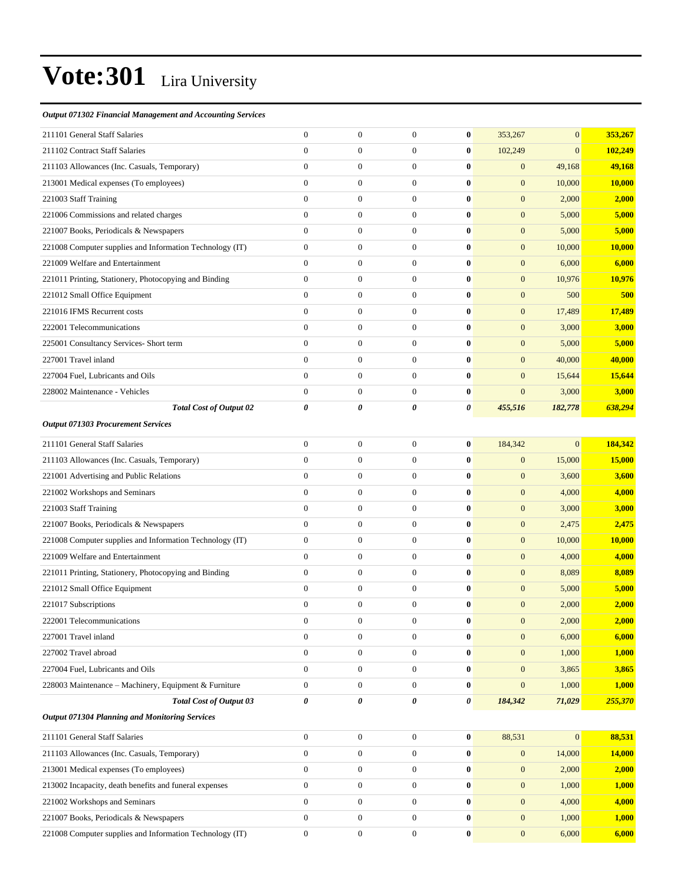# Vote:301 Lira University

***Output 071302 Financial Management and Accounting Services***

| | | | | | | | |
|---|---|---|---|---|---|---|---|
| 211101 General Staff Salaries | 0 | 0 | 0 | **0** | 353,267 | 0 | **353,267** |
| 211102 Contract Staff Salaries | 0 | 0 | 0 | **0** | 102,249 | 0 | **102,249** |
| 211103 Allowances (Inc. Casuals, Temporary) | 0 | 0 | 0 | **0** | 0 | 49,168 | **49,168** |
| 213001 Medical expenses (To employees) | 0 | 0 | 0 | **0** | 0 | 10,000 | **10,000** |
| 221003 Staff Training | 0 | 0 | 0 | **0** | 0 | 2,000 | **2,000** |
| 221006 Commissions and related charges | 0 | 0 | 0 | **0** | 0 | 5,000 | **5,000** |
| 221007 Books, Periodicals & Newspapers | 0 | 0 | 0 | **0** | 0 | 5,000 | **5,000** |
| 221008 Computer supplies and Information Technology (IT) | 0 | 0 | 0 | **0** | 0 | 10,000 | **10,000** |
| 221009 Welfare and Entertainment | 0 | 0 | 0 | **0** | 0 | 6,000 | **6,000** |
| 221011 Printing, Stationery, Photocopying and Binding | 0 | 0 | 0 | **0** | 0 | 10,976 | **10,976** |
| 221012 Small Office Equipment | 0 | 0 | 0 | **0** | 0 | 500 | **500** |
| 221016 IFMS Recurrent costs | 0 | 0 | 0 | **0** | 0 | 17,489 | **17,489** |
| 222001 Telecommunications | 0 | 0 | 0 | **0** | 0 | 3,000 | **3,000** |
| 225001 Consultancy Services- Short term | 0 | 0 | 0 | **0** | 0 | 5,000 | **5,000** |
| 227001 Travel inland | 0 | 0 | 0 | **0** | 0 | 40,000 | **40,000** |
| 227004 Fuel, Lubricants and Oils | 0 | 0 | 0 | **0** | 0 | 15,644 | **15,644** |
| 228002 Maintenance - Vehicles | 0 | 0 | 0 | **0** | 0 | 3,000 | **3,000** |
| ***Total Cost of Output 02*** | ***0*** | ***0*** | ***0*** | ***0*** | ***455,516*** | ***182,778*** | ***638,294*** |

***Output 071303 Procurement Services***

| | | | | | | | |
|---|---|---|---|---|---|---|---|
| 211101 General Staff Salaries | 0 | 0 | 0 | **0** | 184,342 | 0 | **184,342** |
| 211103 Allowances (Inc. Casuals, Temporary) | 0 | 0 | 0 | **0** | 0 | 15,000 | **15,000** |
| 221001 Advertising and Public Relations | 0 | 0 | 0 | **0** | 0 | 3,600 | **3,600** |
| 221002 Workshops and Seminars | 0 | 0 | 0 | **0** | 0 | 4,000 | **4,000** |
| 221003 Staff Training | 0 | 0 | 0 | **0** | 0 | 3,000 | **3,000** |
| 221007 Books, Periodicals & Newspapers | 0 | 0 | 0 | **0** | 0 | 2,475 | **2,475** |
| 221008 Computer supplies and Information Technology (IT) | 0 | 0 | 0 | **0** | 0 | 10,000 | **10,000** |
| 221009 Welfare and Entertainment | 0 | 0 | 0 | **0** | 0 | 4,000 | **4,000** |
| 221011 Printing, Stationery, Photocopying and Binding | 0 | 0 | 0 | **0** | 0 | 8,089 | **8,089** |
| 221012 Small Office Equipment | 0 | 0 | 0 | **0** | 0 | 5,000 | **5,000** |
| 221017 Subscriptions | 0 | 0 | 0 | **0** | 0 | 2,000 | **2,000** |
| 222001 Telecommunications | 0 | 0 | 0 | **0** | 0 | 2,000 | **2,000** |
| 227001 Travel inland | 0 | 0 | 0 | **0** | 0 | 6,000 | **6,000** |
| 227002 Travel abroad | 0 | 0 | 0 | **0** | 0 | 1,000 | **1,000** |
| 227004 Fuel, Lubricants and Oils | 0 | 0 | 0 | **0** | 0 | 3,865 | **3,865** |
| 228003 Maintenance – Machinery, Equipment & Furniture | 0 | 0 | 0 | **0** | 0 | 1,000 | **1,000** |
| ***Total Cost of Output 03*** | ***0*** | ***0*** | ***0*** | ***0*** | ***184,342*** | ***71,029*** | ***255,370*** |

***Output 071304 Planning and Monitoring Services***

| | | | | | | | |
|---|---|---|---|---|---|---|---|
| 211101 General Staff Salaries | 0 | 0 | 0 | **0** | 88,531 | 0 | **88,531** |
| 211103 Allowances (Inc. Casuals, Temporary) | 0 | 0 | 0 | **0** | 0 | 14,000 | **14,000** |
| 213001 Medical expenses (To employees) | 0 | 0 | 0 | **0** | 0 | 2,000 | **2,000** |
| 213002 Incapacity, death benefits and funeral expenses | 0 | 0 | 0 | **0** | 0 | 1,000 | **1,000** |
| 221002 Workshops and Seminars | 0 | 0 | 0 | **0** | 0 | 4,000 | **4,000** |
| 221007 Books, Periodicals & Newspapers | 0 | 0 | 0 | **0** | 0 | 1,000 | **1,000** |
| 221008 Computer supplies and Information Technology (IT) | 0 | 0 | 0 | **0** | 0 | 6,000 | **6,000** |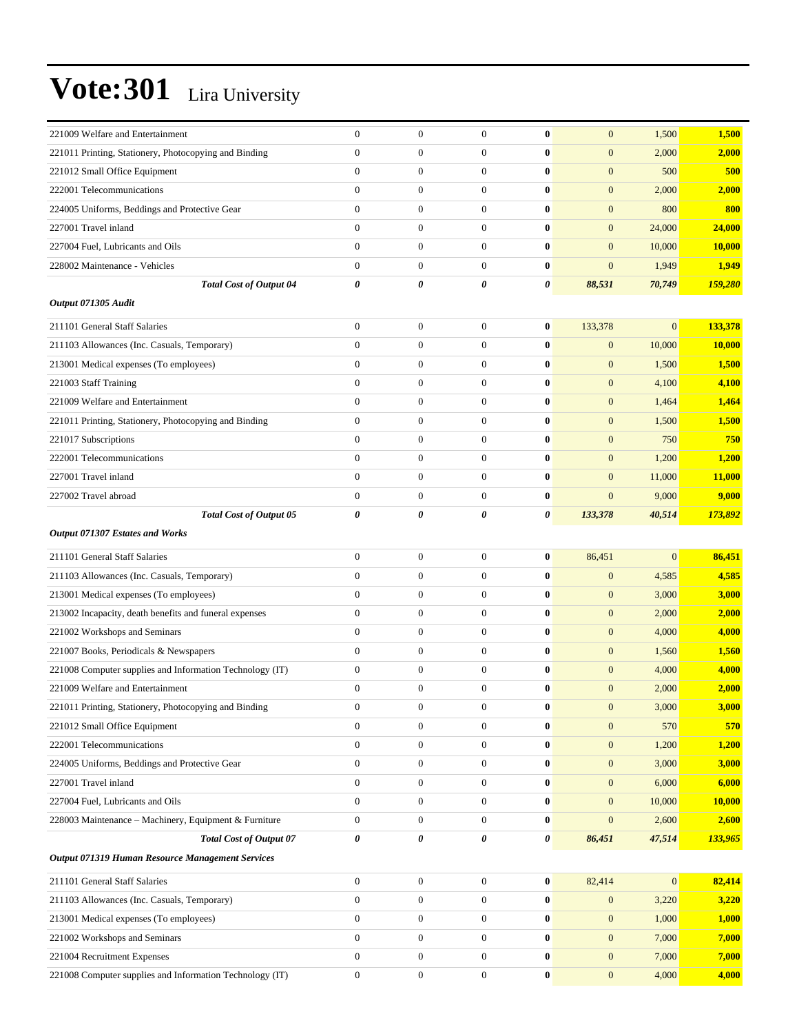# Vote:301 Lira University

| | | | | | | | |
|---|---|---|---|---|---|---|---|
| 221009 Welfare and Entertainment | 0 | 0 | 0 | **0** | 0 | 1,500 | **1,500** |
| 221011 Printing, Stationery, Photocopying and Binding | 0 | 0 | 0 | **0** | 0 | 2,000 | **2,000** |
| 221012 Small Office Equipment | 0 | 0 | 0 | **0** | 0 | 500 | **500** |
| 222001 Telecommunications | 0 | 0 | 0 | **0** | 0 | 2,000 | **2,000** |
| 224005 Uniforms, Beddings and Protective Gear | 0 | 0 | 0 | **0** | 0 | 800 | **800** |
| 227001 Travel inland | 0 | 0 | 0 | **0** | 0 | 24,000 | **24,000** |
| 227004 Fuel, Lubricants and Oils | 0 | 0 | 0 | **0** | 0 | 10,000 | **10,000** |
| 228002 Maintenance - Vehicles | 0 | 0 | 0 | **0** | 0 | 1,949 | **1,949** |
| ***Total Cost of Output 04*** | ***0*** | ***0*** | ***0*** | ***0*** | ***88,531*** | ***70,749*** | ***159,280*** |
| ***Output 071305 Audit*** | | | | | | | |
| 211101 General Staff Salaries | 0 | 0 | 0 | **0** | 133,378 | 0 | **133,378** |
| 211103 Allowances (Inc. Casuals, Temporary) | 0 | 0 | 0 | **0** | 0 | 10,000 | **10,000** |
| 213001 Medical expenses (To employees) | 0 | 0 | 0 | **0** | 0 | 1,500 | **1,500** |
| 221003 Staff Training | 0 | 0 | 0 | **0** | 0 | 4,100 | **4,100** |
| 221009 Welfare and Entertainment | 0 | 0 | 0 | **0** | 0 | 1,464 | **1,464** |
| 221011 Printing, Stationery, Photocopying and Binding | 0 | 0 | 0 | **0** | 0 | 1,500 | **1,500** |
| 221017 Subscriptions | 0 | 0 | 0 | **0** | 0 | 750 | **750** |
| 222001 Telecommunications | 0 | 0 | 0 | **0** | 0 | 1,200 | **1,200** |
| 227001 Travel inland | 0 | 0 | 0 | **0** | 0 | 11,000 | **11,000** |
| 227002 Travel abroad | 0 | 0 | 0 | **0** | 0 | 9,000 | **9,000** |
| ***Total Cost of Output 05*** | ***0*** | ***0*** | ***0*** | ***0*** | ***133,378*** | ***40,514*** | ***173,892*** |
| ***Output 071307 Estates and Works*** | | | | | | | |
| 211101 General Staff Salaries | 0 | 0 | 0 | **0** | 86,451 | 0 | **86,451** |
| 211103 Allowances (Inc. Casuals, Temporary) | 0 | 0 | 0 | **0** | 0 | 4,585 | **4,585** |
| 213001 Medical expenses (To employees) | 0 | 0 | 0 | **0** | 0 | 3,000 | **3,000** |
| 213002 Incapacity, death benefits and funeral expenses | 0 | 0 | 0 | **0** | 0 | 2,000 | **2,000** |
| 221002 Workshops and Seminars | 0 | 0 | 0 | **0** | 0 | 4,000 | **4,000** |
| 221007 Books, Periodicals & Newspapers | 0 | 0 | 0 | **0** | 0 | 1,560 | **1,560** |
| 221008 Computer supplies and Information Technology (IT) | 0 | 0 | 0 | **0** | 0 | 4,000 | **4,000** |
| 221009 Welfare and Entertainment | 0 | 0 | 0 | **0** | 0 | 2,000 | **2,000** |
| 221011 Printing, Stationery, Photocopying and Binding | 0 | 0 | 0 | **0** | 0 | 3,000 | **3,000** |
| 221012 Small Office Equipment | 0 | 0 | 0 | **0** | 0 | 570 | **570** |
| 222001 Telecommunications | 0 | 0 | 0 | **0** | 0 | 1,200 | **1,200** |
| 224005 Uniforms, Beddings and Protective Gear | 0 | 0 | 0 | **0** | 0 | 3,000 | **3,000** |
| 227001 Travel inland | 0 | 0 | 0 | **0** | 0 | 6,000 | **6,000** |
| 227004 Fuel, Lubricants and Oils | 0 | 0 | 0 | **0** | 0 | 10,000 | **10,000** |
| 228003 Maintenance – Machinery, Equipment & Furniture | 0 | 0 | 0 | **0** | 0 | 2,600 | **2,600** |
| ***Total Cost of Output 07*** | ***0*** | ***0*** | ***0*** | ***0*** | ***86,451*** | ***47,514*** | ***133,965*** |
| ***Output 071319 Human Resource Management Services*** | | | | | | | |
| 211101 General Staff Salaries | 0 | 0 | 0 | **0** | 82,414 | 0 | **82,414** |
| 211103 Allowances (Inc. Casuals, Temporary) | 0 | 0 | 0 | **0** | 0 | 3,220 | **3,220** |
| 213001 Medical expenses (To employees) | 0 | 0 | 0 | **0** | 0 | 1,000 | **1,000** |
| 221002 Workshops and Seminars | 0 | 0 | 0 | **0** | 0 | 7,000 | **7,000** |
| 221004 Recruitment Expenses | 0 | 0 | 0 | **0** | 0 | 7,000 | **7,000** |
| 221008 Computer supplies and Information Technology (IT) | 0 | 0 | 0 | **0** | 0 | 4,000 | **4,000** |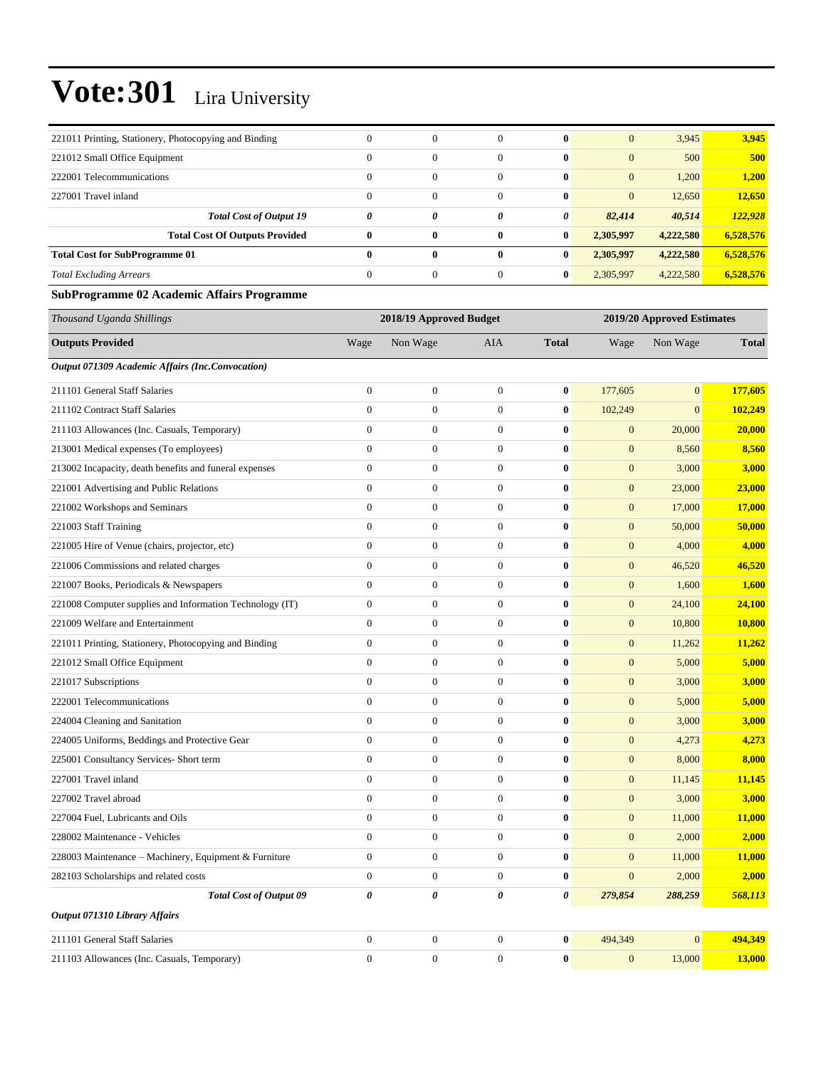# Vote:301 Lira University

| | | | | | | | |
|---|---|---|---|---|---|---|---|
| 221011 Printing, Stationery, Photocopying and Binding | 0 | 0 | 0 | **0** | 0 | 3,945 | **3,945** |
| 221012 Small Office Equipment | 0 | 0 | 0 | **0** | 0 | 500 | **500** |
| 222001 Telecommunications | 0 | 0 | 0 | **0** | 0 | 1,200 | **1,200** |
| 227001 Travel inland | 0 | 0 | 0 | **0** | 0 | 12,650 | **12,650** |
| ***Total Cost of Output 19*** | ***0*** | ***0*** | ***0*** | ***0*** | ***82,414*** | ***40,514*** | ***122,928*** |
| **Total Cost Of Outputs Provided** | **0** | **0** | **0** | **0** | **2,305,997** | **4,222,580** | **6,528,576** |
| **Total Cost for SubProgramme 01** | **0** | **0** | **0** | **0** | **2,305,997** | **4,222,580** | **6,528,576** |
| *Total Excluding Arrears* | 0 | 0 | 0 | **0** | 2,305,997 | 4,222,580 | **6,528,576** |

**SubProgramme 02 Academic Affairs Programme**

| *Thousand Uganda Shillings* | 2018/19 Approved Budget | | | | 2019/20 Approved Estimates | | |
|---|---|---|---|---|---|---|---|
| **Outputs Provided** | Wage | Non Wage | AIA | **Total** | Wage | Non Wage | **Total** |
| ***Output 071309 Academic Affairs (Inc.Convocation)*** | | | | | | | |
| 211101 General Staff Salaries | 0 | 0 | 0 | **0** | 177,605 | 0 | **177,605** |
| 211102 Contract Staff Salaries | 0 | 0 | 0 | **0** | 102,249 | 0 | **102,249** |
| 211103 Allowances (Inc. Casuals, Temporary) | 0 | 0 | 0 | **0** | 0 | 20,000 | **20,000** |
| 213001 Medical expenses (To employees) | 0 | 0 | 0 | **0** | 0 | 8,560 | **8,560** |
| 213002 Incapacity, death benefits and funeral expenses | 0 | 0 | 0 | **0** | 0 | 3,000 | **3,000** |
| 221001 Advertising and Public Relations | 0 | 0 | 0 | **0** | 0 | 23,000 | **23,000** |
| 221002 Workshops and Seminars | 0 | 0 | 0 | **0** | 0 | 17,000 | **17,000** |
| 221003 Staff Training | 0 | 0 | 0 | **0** | 0 | 50,000 | **50,000** |
| 221005 Hire of Venue (chairs, projector, etc) | 0 | 0 | 0 | **0** | 0 | 4,000 | **4,000** |
| 221006 Commissions and related charges | 0 | 0 | 0 | **0** | 0 | 46,520 | **46,520** |
| 221007 Books, Periodicals & Newspapers | 0 | 0 | 0 | **0** | 0 | 1,600 | **1,600** |
| 221008 Computer supplies and Information Technology (IT) | 0 | 0 | 0 | **0** | 0 | 24,100 | **24,100** |
| 221009 Welfare and Entertainment | 0 | 0 | 0 | **0** | 0 | 10,800 | **10,800** |
| 221011 Printing, Stationery, Photocopying and Binding | 0 | 0 | 0 | **0** | 0 | 11,262 | **11,262** |
| 221012 Small Office Equipment | 0 | 0 | 0 | **0** | 0 | 5,000 | **5,000** |
| 221017 Subscriptions | 0 | 0 | 0 | **0** | 0 | 3,000 | **3,000** |
| 222001 Telecommunications | 0 | 0 | 0 | **0** | 0 | 5,000 | **5,000** |
| 224004 Cleaning and Sanitation | 0 | 0 | 0 | **0** | 0 | 3,000 | **3,000** |
| 224005 Uniforms, Beddings and Protective Gear | 0 | 0 | 0 | **0** | 0 | 4,273 | **4,273** |
| 225001 Consultancy Services- Short term | 0 | 0 | 0 | **0** | 0 | 8,000 | **8,000** |
| 227001 Travel inland | 0 | 0 | 0 | **0** | 0 | 11,145 | **11,145** |
| 227002 Travel abroad | 0 | 0 | 0 | **0** | 0 | 3,000 | **3,000** |
| 227004 Fuel, Lubricants and Oils | 0 | 0 | 0 | **0** | 0 | 11,000 | **11,000** |
| 228002 Maintenance - Vehicles | 0 | 0 | 0 | **0** | 0 | 2,000 | **2,000** |
| 228003 Maintenance – Machinery, Equipment & Furniture | 0 | 0 | 0 | **0** | 0 | 11,000 | **11,000** |
| 282103 Scholarships and related costs | 0 | 0 | 0 | **0** | 0 | 2,000 | **2,000** |
| ***Total Cost of Output 09*** | ***0*** | ***0*** | ***0*** | ***0*** | ***279,854*** | ***288,259*** | ***568,113*** |
| ***Output 071310 Library Affairs*** | | | | | | | |
| 211101 General Staff Salaries | 0 | 0 | 0 | **0** | 494,349 | 0 | **494,349** |
| 211103 Allowances (Inc. Casuals, Temporary) | 0 | 0 | 0 | **0** | 0 | 13,000 | **13,000** |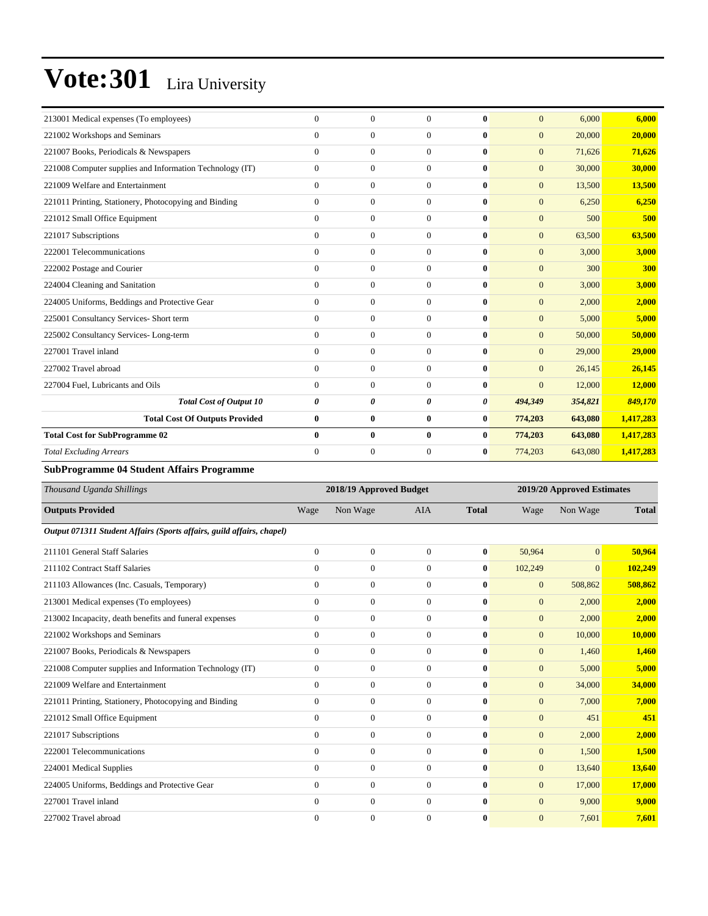# Vote:301 Lira University

| | | | | | | | |
|---|---|---|---|---|---|---|---|
| 213001 Medical expenses (To employees) | 0 | 0 | 0 | **0** | 0 | 6,000 | **6,000** |
| 221002 Workshops and Seminars | 0 | 0 | 0 | **0** | 0 | 20,000 | **20,000** |
| 221007 Books, Periodicals & Newspapers | 0 | 0 | 0 | **0** | 0 | 71,626 | **71,626** |
| 221008 Computer supplies and Information Technology (IT) | 0 | 0 | 0 | **0** | 0 | 30,000 | **30,000** |
| 221009 Welfare and Entertainment | 0 | 0 | 0 | **0** | 0 | 13,500 | **13,500** |
| 221011 Printing, Stationery, Photocopying and Binding | 0 | 0 | 0 | **0** | 0 | 6,250 | **6,250** |
| 221012 Small Office Equipment | 0 | 0 | 0 | **0** | 0 | 500 | **500** |
| 221017 Subscriptions | 0 | 0 | 0 | **0** | 0 | 63,500 | **63,500** |
| 222001 Telecommunications | 0 | 0 | 0 | **0** | 0 | 3,000 | **3,000** |
| 222002 Postage and Courier | 0 | 0 | 0 | **0** | 0 | 300 | **300** |
| 224004 Cleaning and Sanitation | 0 | 0 | 0 | **0** | 0 | 3,000 | **3,000** |
| 224005 Uniforms, Beddings and Protective Gear | 0 | 0 | 0 | **0** | 0 | 2,000 | **2,000** |
| 225001 Consultancy Services- Short term | 0 | 0 | 0 | **0** | 0 | 5,000 | **5,000** |
| 225002 Consultancy Services- Long-term | 0 | 0 | 0 | **0** | 0 | 50,000 | **50,000** |
| 227001 Travel inland | 0 | 0 | 0 | **0** | 0 | 29,000 | **29,000** |
| 227002 Travel abroad | 0 | 0 | 0 | **0** | 0 | 26,145 | **26,145** |
| 227004 Fuel, Lubricants and Oils | 0 | 0 | 0 | **0** | 0 | 12,000 | **12,000** |
| ***Total Cost of Output 10*** | ***0*** | ***0*** | ***0*** | ***0*** | ***494,349*** | ***354,821*** | ***849,170*** |
| **Total Cost Of Outputs Provided** | **0** | **0** | **0** | **0** | **774,203** | **643,080** | **1,417,283** |
| **Total Cost for SubProgramme 02** | **0** | **0** | **0** | **0** | **774,203** | **643,080** | **1,417,283** |
| *Total Excluding Arrears* | 0 | 0 | 0 | **0** | 774,203 | 643,080 | **1,417,283** |

### SubProgramme 04 Student Affairs Programme

| *Thousand Uganda Shillings* | 2018/19 Approved Budget | | | | 2019/20 Approved Estimates | | |
|---|---|---|---|---|---|---|---|
| **Outputs Provided** | Wage | Non Wage | AIA | **Total** | Wage | Non Wage | **Total** |
| ***Output 071311 Student Affairs (Sports affairs, guild affairs, chapel)*** | | | | | | | |
| 211101 General Staff Salaries | 0 | 0 | 0 | **0** | 50,964 | 0 | **50,964** |
| 211102 Contract Staff Salaries | 0 | 0 | 0 | **0** | 102,249 | 0 | **102,249** |
| 211103 Allowances (Inc. Casuals, Temporary) | 0 | 0 | 0 | **0** | 0 | 508,862 | **508,862** |
| 213001 Medical expenses (To employees) | 0 | 0 | 0 | **0** | 0 | 2,000 | **2,000** |
| 213002 Incapacity, death benefits and funeral expenses | 0 | 0 | 0 | **0** | 0 | 2,000 | **2,000** |
| 221002 Workshops and Seminars | 0 | 0 | 0 | **0** | 0 | 10,000 | **10,000** |
| 221007 Books, Periodicals & Newspapers | 0 | 0 | 0 | **0** | 0 | 1,460 | **1,460** |
| 221008 Computer supplies and Information Technology (IT) | 0 | 0 | 0 | **0** | 0 | 5,000 | **5,000** |
| 221009 Welfare and Entertainment | 0 | 0 | 0 | **0** | 0 | 34,000 | **34,000** |
| 221011 Printing, Stationery, Photocopying and Binding | 0 | 0 | 0 | **0** | 0 | 7,000 | **7,000** |
| 221012 Small Office Equipment | 0 | 0 | 0 | **0** | 0 | 451 | **451** |
| 221017 Subscriptions | 0 | 0 | 0 | **0** | 0 | 2,000 | **2,000** |
| 222001 Telecommunications | 0 | 0 | 0 | **0** | 0 | 1,500 | **1,500** |
| 224001 Medical Supplies | 0 | 0 | 0 | **0** | 0 | 13,640 | **13,640** |
| 224005 Uniforms, Beddings and Protective Gear | 0 | 0 | 0 | **0** | 0 | 17,000 | **17,000** |
| 227001 Travel inland | 0 | 0 | 0 | **0** | 0 | 9,000 | **9,000** |
| 227002 Travel abroad | 0 | 0 | 0 | **0** | 0 | 7,601 | **7,601** |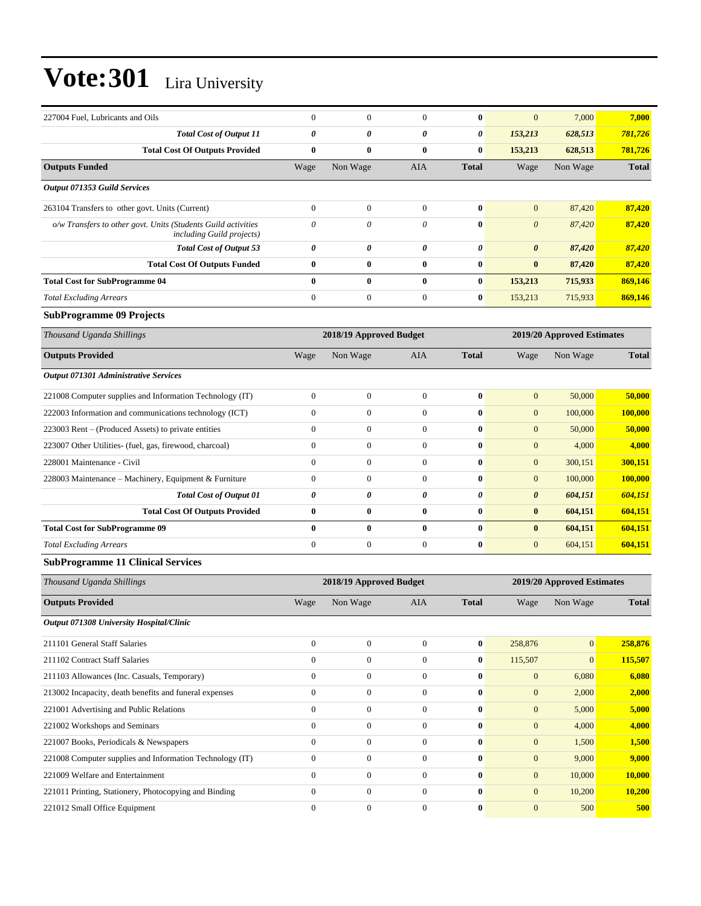# Vote:301 Lira University

| | | | | | | | |
|---|---|---|---|---|---|---|---|
| 227004 Fuel, Lubricants and Oils | 0 | 0 | 0 | **0** | 0 | 7,000 | **7,000** |
| ***Total Cost of Output 11*** | ***0*** | ***0*** | ***0*** | ***0*** | ***153,213*** | ***628,513*** | ***781,726*** |
| **Total Cost Of Outputs Provided** | **0** | **0** | **0** | **0** | **153,213** | **628,513** | **781,726** |
| **Outputs Funded** | Wage | Non Wage | AIA | **Total** | Wage | Non Wage | **Total** |
| ***Output 071353 Guild Services*** | | | | | | | |
| 263104 Transfers to other govt. Units (Current) | 0 | 0 | 0 | **0** | 0 | 87,420 | **87,420** |
| *o/w Transfers to other govt. Units (Students Guild activities including Guild projects)* | *0* | *0* | *0* | **0** | *0* | *87,420* | **87,420** |
| ***Total Cost of Output 53*** | ***0*** | ***0*** | ***0*** | ***0*** | ***0*** | ***87,420*** | ***87,420*** |
| **Total Cost Of Outputs Funded** | **0** | **0** | **0** | **0** | **0** | **87,420** | **87,420** |
| **Total Cost for SubProgramme 04** | **0** | **0** | **0** | **0** | **153,213** | **715,933** | **869,146** |
| *Total Excluding Arrears* | 0 | 0 | 0 | **0** | 153,213 | 715,933 | **869,146** |

### SubProgramme 09 Projects

| *Thousand Uganda Shillings* | 2018/19 Approved Budget | | | | 2019/20 Approved Estimates | | |
|---|---|---|---|---|---|---|---|
| **Outputs Provided** | Wage | Non Wage | AIA | **Total** | Wage | Non Wage | **Total** |
| ***Output 071301 Administrative Services*** | | | | | | | |
| 221008 Computer supplies and Information Technology (IT) | 0 | 0 | 0 | **0** | 0 | 50,000 | **50,000** |
| 222003 Information and communications technology (ICT) | 0 | 0 | 0 | **0** | 0 | 100,000 | **100,000** |
| 223003 Rent – (Produced Assets) to private entities | 0 | 0 | 0 | **0** | 0 | 50,000 | **50,000** |
| 223007 Other Utilities- (fuel, gas, firewood, charcoal) | 0 | 0 | 0 | **0** | 0 | 4,000 | **4,000** |
| 228001 Maintenance - Civil | 0 | 0 | 0 | **0** | 0 | 300,151 | **300,151** |
| 228003 Maintenance – Machinery, Equipment & Furniture | 0 | 0 | 0 | **0** | 0 | 100,000 | **100,000** |
| ***Total Cost of Output 01*** | ***0*** | ***0*** | ***0*** | ***0*** | ***0*** | ***604,151*** | ***604,151*** |
| **Total Cost Of Outputs Provided** | **0** | **0** | **0** | **0** | **0** | **604,151** | **604,151** |
| **Total Cost for SubProgramme 09** | **0** | **0** | **0** | **0** | **0** | **604,151** | **604,151** |
| *Total Excluding Arrears* | 0 | 0 | 0 | **0** | 0 | 604,151 | **604,151** |

### SubProgramme 11 Clinical Services

| *Thousand Uganda Shillings* | 2018/19 Approved Budget | | | | 2019/20 Approved Estimates | | |
|---|---|---|---|---|---|---|---|
| **Outputs Provided** | Wage | Non Wage | AIA | **Total** | Wage | Non Wage | **Total** |
| ***Output 071308 University Hospital/Clinic*** | | | | | | | |
| 211101 General Staff Salaries | 0 | 0 | 0 | **0** | 258,876 | 0 | **258,876** |
| 211102 Contract Staff Salaries | 0 | 0 | 0 | **0** | 115,507 | 0 | **115,507** |
| 211103 Allowances (Inc. Casuals, Temporary) | 0 | 0 | 0 | **0** | 0 | 6,080 | **6,080** |
| 213002 Incapacity, death benefits and funeral expenses | 0 | 0 | 0 | **0** | 0 | 2,000 | **2,000** |
| 221001 Advertising and Public Relations | 0 | 0 | 0 | **0** | 0 | 5,000 | **5,000** |
| 221002 Workshops and Seminars | 0 | 0 | 0 | **0** | 0 | 4,000 | **4,000** |
| 221007 Books, Periodicals & Newspapers | 0 | 0 | 0 | **0** | 0 | 1,500 | **1,500** |
| 221008 Computer supplies and Information Technology (IT) | 0 | 0 | 0 | **0** | 0 | 9,000 | **9,000** |
| 221009 Welfare and Entertainment | 0 | 0 | 0 | **0** | 0 | 10,000 | **10,000** |
| 221011 Printing, Stationery, Photocopying and Binding | 0 | 0 | 0 | **0** | 0 | 10,200 | **10,200** |
| 221012 Small Office Equipment | 0 | 0 | 0 | **0** | 0 | 500 | **500** |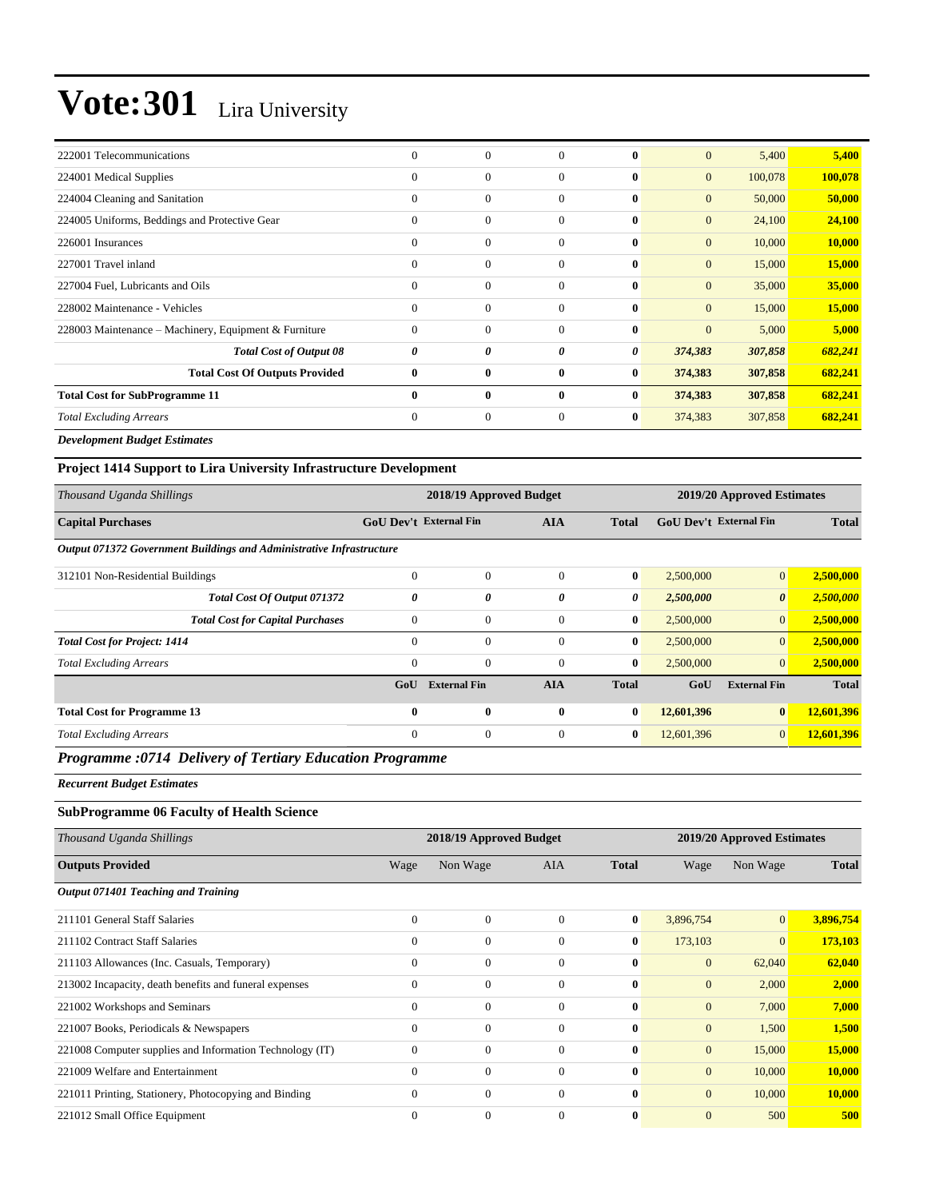# Vote:301 Lira University

| | | | | | | | |
|---|---|---|---|---|---|---|---|
| 222001 Telecommunications | 0 | 0 | 0 | **0** | 0 | 5,400 | **5,400** |
| 224001 Medical Supplies | 0 | 0 | 0 | **0** | 0 | 100,078 | **100,078** |
| 224004 Cleaning and Sanitation | 0 | 0 | 0 | **0** | 0 | 50,000 | **50,000** |
| 224005 Uniforms, Beddings and Protective Gear | 0 | 0 | 0 | **0** | 0 | 24,100 | **24,100** |
| 226001 Insurances | 0 | 0 | 0 | **0** | 0 | 10,000 | **10,000** |
| 227001 Travel inland | 0 | 0 | 0 | **0** | 0 | 15,000 | **15,000** |
| 227004 Fuel, Lubricants and Oils | 0 | 0 | 0 | **0** | 0 | 35,000 | **35,000** |
| 228002 Maintenance - Vehicles | 0 | 0 | 0 | **0** | 0 | 15,000 | **15,000** |
| 228003 Maintenance – Machinery, Equipment & Furniture | 0 | 0 | 0 | **0** | 0 | 5,000 | **5,000** |
| ***Total Cost of Output 08*** | ***0*** | ***0*** | ***0*** | ***0*** | ***374,383*** | ***307,858*** | ***682,241*** |
| **Total Cost Of Outputs Provided** | **0** | **0** | **0** | **0** | **374,383** | **307,858** | **682,241** |
| **Total Cost for SubProgramme 11** | **0** | **0** | **0** | **0** | **374,383** | **307,858** | **682,241** |
| *Total Excluding Arrears* | 0 | 0 | 0 | **0** | 374,383 | 307,858 | **682,241** |

***Development Budget Estimates***

**Project 1414 Support to Lira University Infrastructure Development**

| *Thousand Uganda Shillings* | 2018/19 Approved Budget | | | | 2019/20 Approved Estimates | | |
|---|---|---|---|---|---|---|---|
| **Capital Purchases** | **GoU Dev't** | **External Fin** | **AIA** | **Total** | **GoU Dev't** | **External Fin** | **Total** |
| ***Output 071372 Government Buildings and Administrative Infrastructure*** | | | | | | | |
| 312101 Non-Residential Buildings | 0 | 0 | 0 | **0** | 2,500,000 | 0 | **2,500,000** |
| ***Total Cost Of Output 071372*** | ***0*** | ***0*** | ***0*** | ***0*** | ***2,500,000*** | ***0*** | ***2,500,000*** |
| ***Total Cost for Capital Purchases*** | 0 | 0 | 0 | **0** | 2,500,000 | 0 | **2,500,000** |
| ***Total Cost for Project: 1414*** | 0 | 0 | 0 | **0** | 2,500,000 | 0 | **2,500,000** |
| *Total Excluding Arrears* | 0 | 0 | 0 | **0** | 2,500,000 | 0 | **2,500,000** |
| | **GoU** | **External Fin** | **AIA** | **Total** | **GoU** | **External Fin** | **Total** |
| **Total Cost for Programme 13** | **0** | **0** | **0** | **0** | **12,601,396** | **0** | **12,601,396** |
| *Total Excluding Arrears* | 0 | 0 | 0 | **0** | 12,601,396 | 0 | **12,601,396** |

## *Programme :0714 Delivery of Tertiary Education Programme*

***Recurrent Budget Estimates***

**SubProgramme 06 Faculty of Health Science**

| *Thousand Uganda Shillings* | 2018/19 Approved Budget | | | | 2019/20 Approved Estimates | | |
|---|---|---|---|---|---|---|---|
| **Outputs Provided** | Wage | Non Wage | AIA | **Total** | Wage | Non Wage | **Total** |
| ***Output 071401 Teaching and Training*** | | | | | | | |
| 211101 General Staff Salaries | 0 | 0 | 0 | **0** | 3,896,754 | 0 | **3,896,754** |
| 211102 Contract Staff Salaries | 0 | 0 | 0 | **0** | 173,103 | 0 | **173,103** |
| 211103 Allowances (Inc. Casuals, Temporary) | 0 | 0 | 0 | **0** | 0 | 62,040 | **62,040** |
| 213002 Incapacity, death benefits and funeral expenses | 0 | 0 | 0 | **0** | 0 | 2,000 | **2,000** |
| 221002 Workshops and Seminars | 0 | 0 | 0 | **0** | 0 | 7,000 | **7,000** |
| 221007 Books, Periodicals & Newspapers | 0 | 0 | 0 | **0** | 0 | 1,500 | **1,500** |
| 221008 Computer supplies and Information Technology (IT) | 0 | 0 | 0 | **0** | 0 | 15,000 | **15,000** |
| 221009 Welfare and Entertainment | 0 | 0 | 0 | **0** | 0 | 10,000 | **10,000** |
| 221011 Printing, Stationery, Photocopying and Binding | 0 | 0 | 0 | **0** | 0 | 10,000 | **10,000** |
| 221012 Small Office Equipment | 0 | 0 | 0 | **0** | 0 | 500 | **500** |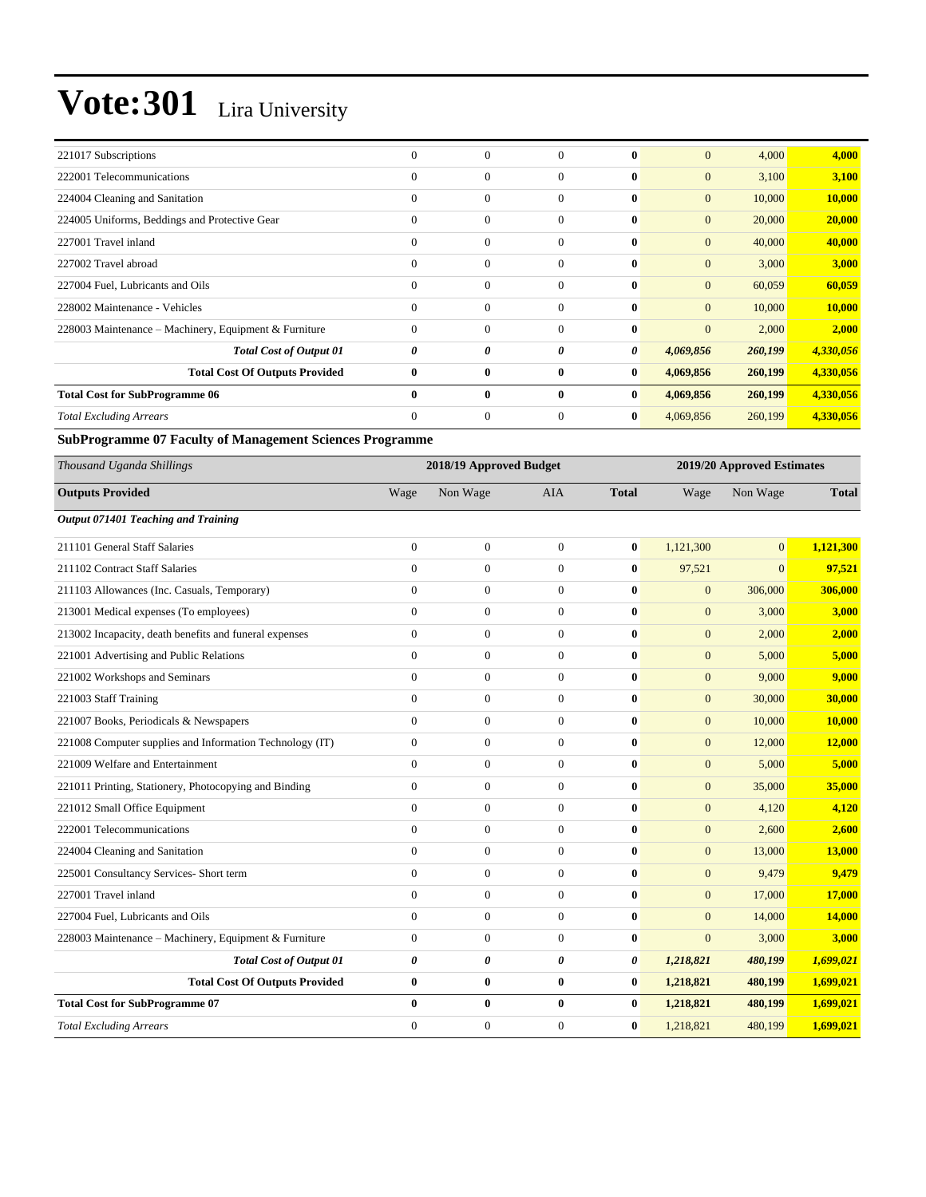# Vote:301 Lira University

| | | | | | | | |
|---|---|---|---|---|---|---|---|
| 221017 Subscriptions | 0 | 0 | 0 | **0** | 0 | 4,000 | **4,000** |
| 222001 Telecommunications | 0 | 0 | 0 | **0** | 0 | 3,100 | **3,100** |
| 224004 Cleaning and Sanitation | 0 | 0 | 0 | **0** | 0 | 10,000 | **10,000** |
| 224005 Uniforms, Beddings and Protective Gear | 0 | 0 | 0 | **0** | 0 | 20,000 | **20,000** |
| 227001 Travel inland | 0 | 0 | 0 | **0** | 0 | 40,000 | **40,000** |
| 227002 Travel abroad | 0 | 0 | 0 | **0** | 0 | 3,000 | **3,000** |
| 227004 Fuel, Lubricants and Oils | 0 | 0 | 0 | **0** | 0 | 60,059 | **60,059** |
| 228002 Maintenance - Vehicles | 0 | 0 | 0 | **0** | 0 | 10,000 | **10,000** |
| 228003 Maintenance – Machinery, Equipment & Furniture | 0 | 0 | 0 | **0** | 0 | 2,000 | **2,000** |
| ***Total Cost of Output 01*** | ***0*** | ***0*** | ***0*** | ***0*** | ***4,069,856*** | ***260,199*** | ***4,330,056*** |
| **Total Cost Of Outputs Provided** | **0** | **0** | **0** | **0** | **4,069,856** | **260,199** | **4,330,056** |
| **Total Cost for SubProgramme 06** | **0** | **0** | **0** | **0** | **4,069,856** | **260,199** | **4,330,056** |
| *Total Excluding Arrears* | 0 | 0 | 0 | **0** | 4,069,856 | 260,199 | **4,330,056** |

**SubProgramme 07 Faculty of Management Sciences Programme**

| *Thousand Uganda Shillings* | 2018/19 Approved Budget | | | | 2019/20 Approved Estimates | | |
|---|---|---|---|---|---|---|---|
| **Outputs Provided** | Wage | Non Wage | AIA | **Total** | Wage | Non Wage | **Total** |
| ***Output 071401 Teaching and Training*** | | | | | | | |
| 211101 General Staff Salaries | 0 | 0 | 0 | **0** | 1,121,300 | 0 | **1,121,300** |
| 211102 Contract Staff Salaries | 0 | 0 | 0 | **0** | 97,521 | 0 | **97,521** |
| 211103 Allowances (Inc. Casuals, Temporary) | 0 | 0 | 0 | **0** | 0 | 306,000 | **306,000** |
| 213001 Medical expenses (To employees) | 0 | 0 | 0 | **0** | 0 | 3,000 | **3,000** |
| 213002 Incapacity, death benefits and funeral expenses | 0 | 0 | 0 | **0** | 0 | 2,000 | **2,000** |
| 221001 Advertising and Public Relations | 0 | 0 | 0 | **0** | 0 | 5,000 | **5,000** |
| 221002 Workshops and Seminars | 0 | 0 | 0 | **0** | 0 | 9,000 | **9,000** |
| 221003 Staff Training | 0 | 0 | 0 | **0** | 0 | 30,000 | **30,000** |
| 221007 Books, Periodicals & Newspapers | 0 | 0 | 0 | **0** | 0 | 10,000 | **10,000** |
| 221008 Computer supplies and Information Technology (IT) | 0 | 0 | 0 | **0** | 0 | 12,000 | **12,000** |
| 221009 Welfare and Entertainment | 0 | 0 | 0 | **0** | 0 | 5,000 | **5,000** |
| 221011 Printing, Stationery, Photocopying and Binding | 0 | 0 | 0 | **0** | 0 | 35,000 | **35,000** |
| 221012 Small Office Equipment | 0 | 0 | 0 | **0** | 0 | 4,120 | **4,120** |
| 222001 Telecommunications | 0 | 0 | 0 | **0** | 0 | 2,600 | **2,600** |
| 224004 Cleaning and Sanitation | 0 | 0 | 0 | **0** | 0 | 13,000 | **13,000** |
| 225001 Consultancy Services- Short term | 0 | 0 | 0 | **0** | 0 | 9,479 | **9,479** |
| 227001 Travel inland | 0 | 0 | 0 | **0** | 0 | 17,000 | **17,000** |
| 227004 Fuel, Lubricants and Oils | 0 | 0 | 0 | **0** | 0 | 14,000 | **14,000** |
| 228003 Maintenance – Machinery, Equipment & Furniture | 0 | 0 | 0 | **0** | 0 | 3,000 | **3,000** |
| ***Total Cost of Output 01*** | ***0*** | ***0*** | ***0*** | ***0*** | ***1,218,821*** | ***480,199*** | ***1,699,021*** |
| **Total Cost Of Outputs Provided** | **0** | **0** | **0** | **0** | **1,218,821** | **480,199** | **1,699,021** |
| **Total Cost for SubProgramme 07** | **0** | **0** | **0** | **0** | **1,218,821** | **480,199** | **1,699,021** |
| *Total Excluding Arrears* | 0 | 0 | 0 | **0** | 1,218,821 | 480,199 | **1,699,021** |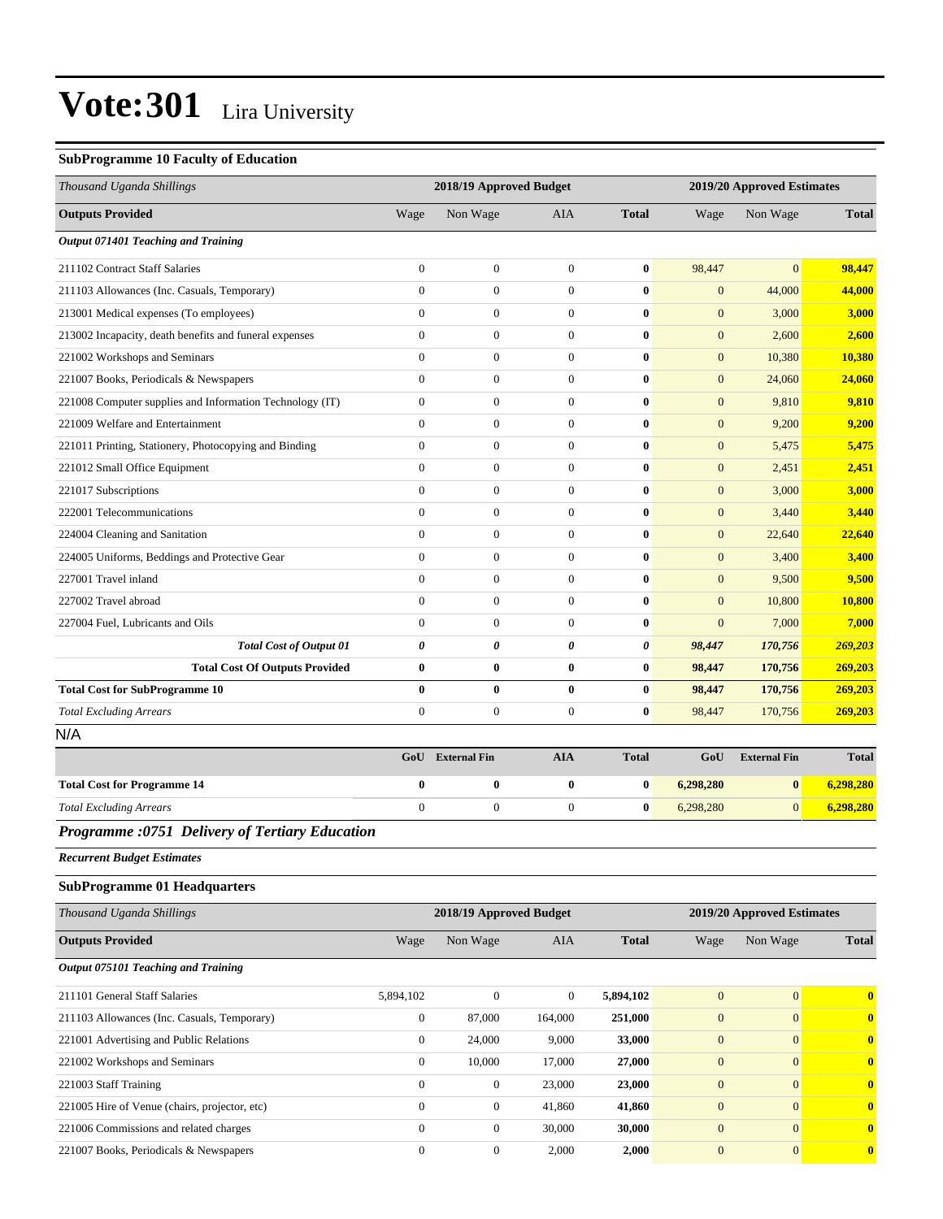# Vote:301 Lira University

**SubProgramme 10 Faculty of Education**

| Thousand Uganda Shillings | 2018/19 Approved Budget | | | | 2019/20 Approved Estimates | | |
|---|---|---|---|---|---|---|---|
| **Outputs Provided** | Wage | Non Wage | AIA | **Total** | Wage | Non Wage | **Total** |
| ***Output 071401 Teaching and Training*** | | | | | | | |
| 211102 Contract Staff Salaries | 0 | 0 | 0 | **0** | 98,447 | 0 | **98,447** |
| 211103 Allowances (Inc. Casuals, Temporary) | 0 | 0 | 0 | **0** | 0 | 44,000 | **44,000** |
| 213001 Medical expenses (To employees) | 0 | 0 | 0 | **0** | 0 | 3,000 | **3,000** |
| 213002 Incapacity, death benefits and funeral expenses | 0 | 0 | 0 | **0** | 0 | 2,600 | **2,600** |
| 221002 Workshops and Seminars | 0 | 0 | 0 | **0** | 0 | 10,380 | **10,380** |
| 221007 Books, Periodicals & Newspapers | 0 | 0 | 0 | **0** | 0 | 24,060 | **24,060** |
| 221008 Computer supplies and Information Technology (IT) | 0 | 0 | 0 | **0** | 0 | 9,810 | **9,810** |
| 221009 Welfare and Entertainment | 0 | 0 | 0 | **0** | 0 | 9,200 | **9,200** |
| 221011 Printing, Stationery, Photocopying and Binding | 0 | 0 | 0 | **0** | 0 | 5,475 | **5,475** |
| 221012 Small Office Equipment | 0 | 0 | 0 | **0** | 0 | 2,451 | **2,451** |
| 221017 Subscriptions | 0 | 0 | 0 | **0** | 0 | 3,000 | **3,000** |
| 222001 Telecommunications | 0 | 0 | 0 | **0** | 0 | 3,440 | **3,440** |
| 224004 Cleaning and Sanitation | 0 | 0 | 0 | **0** | 0 | 22,640 | **22,640** |
| 224005 Uniforms, Beddings and Protective Gear | 0 | 0 | 0 | **0** | 0 | 3,400 | **3,400** |
| 227001 Travel inland | 0 | 0 | 0 | **0** | 0 | 9,500 | **9,500** |
| 227002 Travel abroad | 0 | 0 | 0 | **0** | 0 | 10,800 | **10,800** |
| 227004 Fuel, Lubricants and Oils | 0 | 0 | 0 | **0** | 0 | 7,000 | **7,000** |
| ***Total Cost of Output 01*** | ***0*** | ***0*** | ***0*** | ***0*** | ***98,447*** | ***170,756*** | ***269,203*** |
| **Total Cost Of Outputs Provided** | **0** | **0** | **0** | **0** | **98,447** | **170,756** | **269,203** |
| **Total Cost for SubProgramme 10** | **0** | **0** | **0** | **0** | **98,447** | **170,756** | **269,203** |
| *Total Excluding Arrears* | 0 | 0 | 0 | **0** | 98,447 | 170,756 | **269,203** |

N/A

| | GoU | External Fin | AIA | Total | GoU | External Fin | Total |
|---|---|---|---|---|---|---|---|
| **Total Cost for Programme 14** | **0** | **0** | **0** | **0** | **6,298,280** | **0** | **6,298,280** |
| *Total Excluding Arrears* | 0 | 0 | 0 | **0** | 6,298,280 | 0 | **6,298,280** |

## *Programme :0751 Delivery of Tertiary Education*

***Recurrent Budget Estimates***

**SubProgramme 01 Headquarters**

| Thousand Uganda Shillings | 2018/19 Approved Budget | | | | 2019/20 Approved Estimates | | |
|---|---|---|---|---|---|---|---|
| **Outputs Provided** | Wage | Non Wage | AIA | **Total** | Wage | Non Wage | **Total** |
| ***Output 075101 Teaching and Training*** | | | | | | | |
| 211101 General Staff Salaries | 5,894,102 | 0 | 0 | **5,894,102** | 0 | 0 | **0** |
| 211103 Allowances (Inc. Casuals, Temporary) | 0 | 87,000 | 164,000 | **251,000** | 0 | 0 | **0** |
| 221001 Advertising and Public Relations | 0 | 24,000 | 9,000 | **33,000** | 0 | 0 | **0** |
| 221002 Workshops and Seminars | 0 | 10,000 | 17,000 | **27,000** | 0 | 0 | **0** |
| 221003 Staff Training | 0 | 0 | 23,000 | **23,000** | 0 | 0 | **0** |
| 221005 Hire of Venue (chairs, projector, etc) | 0 | 0 | 41,860 | **41,860** | 0 | 0 | **0** |
| 221006 Commissions and related charges | 0 | 0 | 30,000 | **30,000** | 0 | 0 | **0** |
| 221007 Books, Periodicals & Newspapers | 0 | 0 | 2,000 | **2,000** | 0 | 0 | **0** |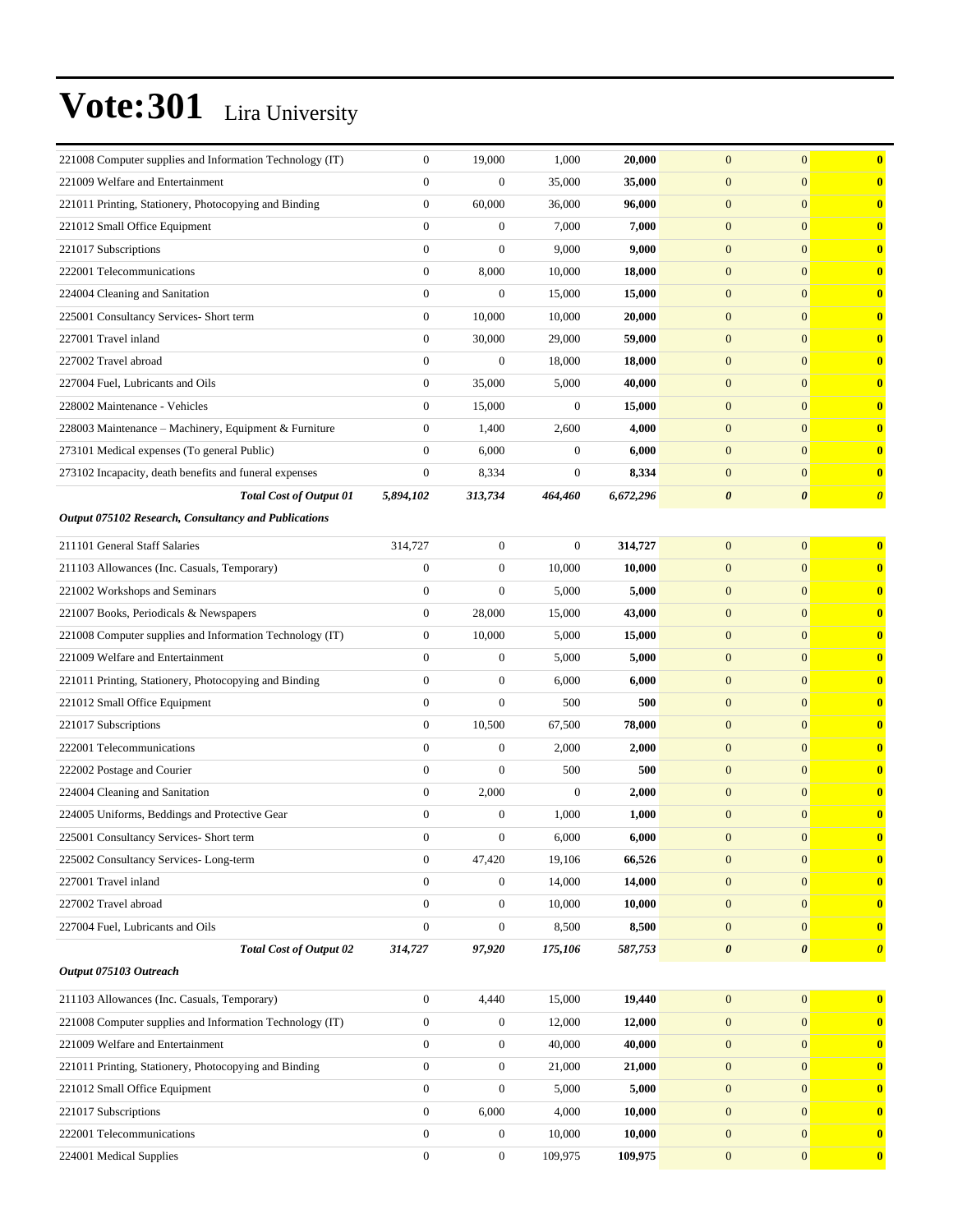# Vote:301 Lira University

| | | | | | | | |
|---|---|---|---|---|---|---|---|
| 221008 Computer supplies and Information Technology (IT) | 0 | 19,000 | 1,000 | **20,000** | 0 | 0 | **0** |
| 221009 Welfare and Entertainment | 0 | 0 | 35,000 | **35,000** | 0 | 0 | **0** |
| 221011 Printing, Stationery, Photocopying and Binding | 0 | 60,000 | 36,000 | **96,000** | 0 | 0 | **0** |
| 221012 Small Office Equipment | 0 | 0 | 7,000 | **7,000** | 0 | 0 | **0** |
| 221017 Subscriptions | 0 | 0 | 9,000 | **9,000** | 0 | 0 | **0** |
| 222001 Telecommunications | 0 | 8,000 | 10,000 | **18,000** | 0 | 0 | **0** |
| 224004 Cleaning and Sanitation | 0 | 0 | 15,000 | **15,000** | 0 | 0 | **0** |
| 225001 Consultancy Services- Short term | 0 | 10,000 | 10,000 | **20,000** | 0 | 0 | **0** |
| 227001 Travel inland | 0 | 30,000 | 29,000 | **59,000** | 0 | 0 | **0** |
| 227002 Travel abroad | 0 | 0 | 18,000 | **18,000** | 0 | 0 | **0** |
| 227004 Fuel, Lubricants and Oils | 0 | 35,000 | 5,000 | **40,000** | 0 | 0 | **0** |
| 228002 Maintenance - Vehicles | 0 | 15,000 | 0 | **15,000** | 0 | 0 | **0** |
| 228003 Maintenance – Machinery, Equipment & Furniture | 0 | 1,400 | 2,600 | **4,000** | 0 | 0 | **0** |
| 273101 Medical expenses (To general Public) | 0 | 6,000 | 0 | **6,000** | 0 | 0 | **0** |
| 273102 Incapacity, death benefits and funeral expenses | 0 | 8,334 | 0 | **8,334** | 0 | 0 | **0** |
| ***Total Cost of Output 01*** | ***5,894,102*** | ***313,734*** | ***464,460*** | ***6,672,296*** | ***0*** | ***0*** | ***0*** |
| ***Output 075102 Research, Consultancy and Publications*** | | | | | | | |
| 211101 General Staff Salaries | 314,727 | 0 | 0 | **314,727** | 0 | 0 | **0** |
| 211103 Allowances (Inc. Casuals, Temporary) | 0 | 0 | 10,000 | **10,000** | 0 | 0 | **0** |
| 221002 Workshops and Seminars | 0 | 0 | 5,000 | **5,000** | 0 | 0 | **0** |
| 221007 Books, Periodicals & Newspapers | 0 | 28,000 | 15,000 | **43,000** | 0 | 0 | **0** |
| 221008 Computer supplies and Information Technology (IT) | 0 | 10,000 | 5,000 | **15,000** | 0 | 0 | **0** |
| 221009 Welfare and Entertainment | 0 | 0 | 5,000 | **5,000** | 0 | 0 | **0** |
| 221011 Printing, Stationery, Photocopying and Binding | 0 | 0 | 6,000 | **6,000** | 0 | 0 | **0** |
| 221012 Small Office Equipment | 0 | 0 | 500 | **500** | 0 | 0 | **0** |
| 221017 Subscriptions | 0 | 10,500 | 67,500 | **78,000** | 0 | 0 | **0** |
| 222001 Telecommunications | 0 | 0 | 2,000 | **2,000** | 0 | 0 | **0** |
| 222002 Postage and Courier | 0 | 0 | 500 | **500** | 0 | 0 | **0** |
| 224004 Cleaning and Sanitation | 0 | 2,000 | 0 | **2,000** | 0 | 0 | **0** |
| 224005 Uniforms, Beddings and Protective Gear | 0 | 0 | 1,000 | **1,000** | 0 | 0 | **0** |
| 225001 Consultancy Services- Short term | 0 | 0 | 6,000 | **6,000** | 0 | 0 | **0** |
| 225002 Consultancy Services- Long-term | 0 | 47,420 | 19,106 | **66,526** | 0 | 0 | **0** |
| 227001 Travel inland | 0 | 0 | 14,000 | **14,000** | 0 | 0 | **0** |
| 227002 Travel abroad | 0 | 0 | 10,000 | **10,000** | 0 | 0 | **0** |
| 227004 Fuel, Lubricants and Oils | 0 | 0 | 8,500 | **8,500** | 0 | 0 | **0** |
| ***Total Cost of Output 02*** | ***314,727*** | ***97,920*** | ***175,106*** | ***587,753*** | ***0*** | ***0*** | ***0*** |
| ***Output 075103 Outreach*** | | | | | | | |
| 211103 Allowances (Inc. Casuals, Temporary) | 0 | 4,440 | 15,000 | **19,440** | 0 | 0 | **0** |
| 221008 Computer supplies and Information Technology (IT) | 0 | 0 | 12,000 | **12,000** | 0 | 0 | **0** |
| 221009 Welfare and Entertainment | 0 | 0 | 40,000 | **40,000** | 0 | 0 | **0** |
| 221011 Printing, Stationery, Photocopying and Binding | 0 | 0 | 21,000 | **21,000** | 0 | 0 | **0** |
| 221012 Small Office Equipment | 0 | 0 | 5,000 | **5,000** | 0 | 0 | **0** |
| 221017 Subscriptions | 0 | 6,000 | 4,000 | **10,000** | 0 | 0 | **0** |
| 222001 Telecommunications | 0 | 0 | 10,000 | **10,000** | 0 | 0 | **0** |
| 224001 Medical Supplies | 0 | 0 | 109,975 | **109,975** | 0 | 0 | **0** |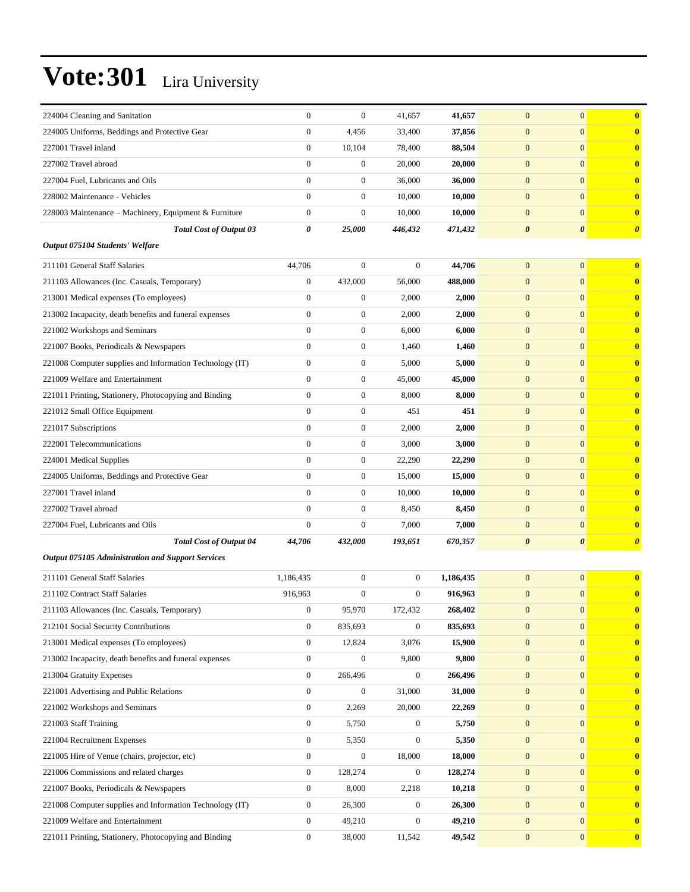# Vote:301 Lira University

| | | | | | | | |
|---|---|---|---|---|---|---|---|
| 224004 Cleaning and Sanitation | 0 | 0 | 41,657 | **41,657** | 0 | 0 | **0** |
| 224005 Uniforms, Beddings and Protective Gear | 0 | 4,456 | 33,400 | **37,856** | 0 | 0 | **0** |
| 227001 Travel inland | 0 | 10,104 | 78,400 | **88,504** | 0 | 0 | **0** |
| 227002 Travel abroad | 0 | 0 | 20,000 | **20,000** | 0 | 0 | **0** |
| 227004 Fuel, Lubricants and Oils | 0 | 0 | 36,000 | **36,000** | 0 | 0 | **0** |
| 228002 Maintenance - Vehicles | 0 | 0 | 10,000 | **10,000** | 0 | 0 | **0** |
| 228003 Maintenance – Machinery, Equipment & Furniture | 0 | 0 | 10,000 | **10,000** | 0 | 0 | **0** |
| ***Total Cost of Output 03*** | ***0*** | ***25,000*** | ***446,432*** | ***471,432*** | ***0*** | ***0*** | ***0*** |
| ***Output 075104 Students' Welfare*** | | | | | | | |
| 211101 General Staff Salaries | 44,706 | 0 | 0 | **44,706** | 0 | 0 | **0** |
| 211103 Allowances (Inc. Casuals, Temporary) | 0 | 432,000 | 56,000 | **488,000** | 0 | 0 | **0** |
| 213001 Medical expenses (To employees) | 0 | 0 | 2,000 | **2,000** | 0 | 0 | **0** |
| 213002 Incapacity, death benefits and funeral expenses | 0 | 0 | 2,000 | **2,000** | 0 | 0 | **0** |
| 221002 Workshops and Seminars | 0 | 0 | 6,000 | **6,000** | 0 | 0 | **0** |
| 221007 Books, Periodicals & Newspapers | 0 | 0 | 1,460 | **1,460** | 0 | 0 | **0** |
| 221008 Computer supplies and Information Technology (IT) | 0 | 0 | 5,000 | **5,000** | 0 | 0 | **0** |
| 221009 Welfare and Entertainment | 0 | 0 | 45,000 | **45,000** | 0 | 0 | **0** |
| 221011 Printing, Stationery, Photocopying and Binding | 0 | 0 | 8,000 | **8,000** | 0 | 0 | **0** |
| 221012 Small Office Equipment | 0 | 0 | 451 | **451** | 0 | 0 | **0** |
| 221017 Subscriptions | 0 | 0 | 2,000 | **2,000** | 0 | 0 | **0** |
| 222001 Telecommunications | 0 | 0 | 3,000 | **3,000** | 0 | 0 | **0** |
| 224001 Medical Supplies | 0 | 0 | 22,290 | **22,290** | 0 | 0 | **0** |
| 224005 Uniforms, Beddings and Protective Gear | 0 | 0 | 15,000 | **15,000** | 0 | 0 | **0** |
| 227001 Travel inland | 0 | 0 | 10,000 | **10,000** | 0 | 0 | **0** |
| 227002 Travel abroad | 0 | 0 | 8,450 | **8,450** | 0 | 0 | **0** |
| 227004 Fuel, Lubricants and Oils | 0 | 0 | 7,000 | **7,000** | 0 | 0 | **0** |
| ***Total Cost of Output 04*** | ***44,706*** | ***432,000*** | ***193,651*** | ***670,357*** | ***0*** | ***0*** | ***0*** |
| ***Output 075105 Administration and Support Services*** | | | | | | | |
| 211101 General Staff Salaries | 1,186,435 | 0 | 0 | **1,186,435** | 0 | 0 | **0** |
| 211102 Contract Staff Salaries | 916,963 | 0 | 0 | **916,963** | 0 | 0 | **0** |
| 211103 Allowances (Inc. Casuals, Temporary) | 0 | 95,970 | 172,432 | **268,402** | 0 | 0 | **0** |
| 212101 Social Security Contributions | 0 | 835,693 | 0 | **835,693** | 0 | 0 | **0** |
| 213001 Medical expenses (To employees) | 0 | 12,824 | 3,076 | **15,900** | 0 | 0 | **0** |
| 213002 Incapacity, death benefits and funeral expenses | 0 | 0 | 9,800 | **9,800** | 0 | 0 | **0** |
| 213004 Gratuity Expenses | 0 | 266,496 | 0 | **266,496** | 0 | 0 | **0** |
| 221001 Advertising and Public Relations | 0 | 0 | 31,000 | **31,000** | 0 | 0 | **0** |
| 221002 Workshops and Seminars | 0 | 2,269 | 20,000 | **22,269** | 0 | 0 | **0** |
| 221003 Staff Training | 0 | 5,750 | 0 | **5,750** | 0 | 0 | **0** |
| 221004 Recruitment Expenses | 0 | 5,350 | 0 | **5,350** | 0 | 0 | **0** |
| 221005 Hire of Venue (chairs, projector, etc) | 0 | 0 | 18,000 | **18,000** | 0 | 0 | **0** |
| 221006 Commissions and related charges | 0 | 128,274 | 0 | **128,274** | 0 | 0 | **0** |
| 221007 Books, Periodicals & Newspapers | 0 | 8,000 | 2,218 | **10,218** | 0 | 0 | **0** |
| 221008 Computer supplies and Information Technology (IT) | 0 | 26,300 | 0 | **26,300** | 0 | 0 | **0** |
| 221009 Welfare and Entertainment | 0 | 49,210 | 0 | **49,210** | 0 | 0 | **0** |
| 221011 Printing, Stationery, Photocopying and Binding | 0 | 38,000 | 11,542 | **49,542** | 0 | 0 | **0** |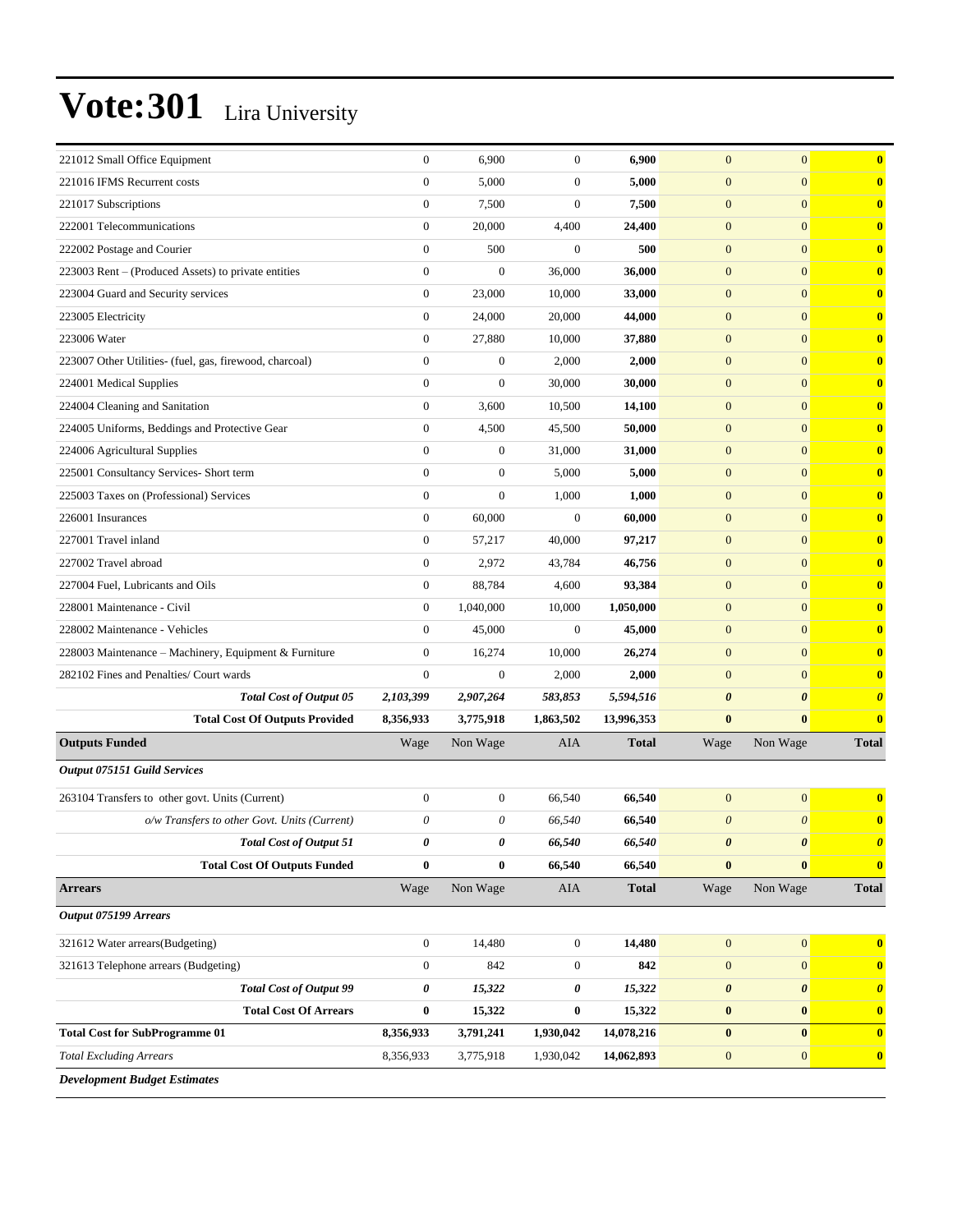# Vote:301 Lira University

| | | | | | | | |
|---|---|---|---|---|---|---|---|
| 221012 Small Office Equipment | 0 | 6,900 | 0 | **6,900** | 0 | 0 | **0** |
| 221016 IFMS Recurrent costs | 0 | 5,000 | 0 | **5,000** | 0 | 0 | **0** |
| 221017 Subscriptions | 0 | 7,500 | 0 | **7,500** | 0 | 0 | **0** |
| 222001 Telecommunications | 0 | 20,000 | 4,400 | **24,400** | 0 | 0 | **0** |
| 222002 Postage and Courier | 0 | 500 | 0 | **500** | 0 | 0 | **0** |
| 223003 Rent – (Produced Assets) to private entities | 0 | 0 | 36,000 | **36,000** | 0 | 0 | **0** |
| 223004 Guard and Security services | 0 | 23,000 | 10,000 | **33,000** | 0 | 0 | **0** |
| 223005 Electricity | 0 | 24,000 | 20,000 | **44,000** | 0 | 0 | **0** |
| 223006 Water | 0 | 27,880 | 10,000 | **37,880** | 0 | 0 | **0** |
| 223007 Other Utilities- (fuel, gas, firewood, charcoal) | 0 | 0 | 2,000 | **2,000** | 0 | 0 | **0** |
| 224001 Medical Supplies | 0 | 0 | 30,000 | **30,000** | 0 | 0 | **0** |
| 224004 Cleaning and Sanitation | 0 | 3,600 | 10,500 | **14,100** | 0 | 0 | **0** |
| 224005 Uniforms, Beddings and Protective Gear | 0 | 4,500 | 45,500 | **50,000** | 0 | 0 | **0** |
| 224006 Agricultural Supplies | 0 | 0 | 31,000 | **31,000** | 0 | 0 | **0** |
| 225001 Consultancy Services- Short term | 0 | 0 | 5,000 | **5,000** | 0 | 0 | **0** |
| 225003 Taxes on (Professional) Services | 0 | 0 | 1,000 | **1,000** | 0 | 0 | **0** |
| 226001 Insurances | 0 | 60,000 | 0 | **60,000** | 0 | 0 | **0** |
| 227001 Travel inland | 0 | 57,217 | 40,000 | **97,217** | 0 | 0 | **0** |
| 227002 Travel abroad | 0 | 2,972 | 43,784 | **46,756** | 0 | 0 | **0** |
| 227004 Fuel, Lubricants and Oils | 0 | 88,784 | 4,600 | **93,384** | 0 | 0 | **0** |
| 228001 Maintenance - Civil | 0 | 1,040,000 | 10,000 | **1,050,000** | 0 | 0 | **0** |
| 228002 Maintenance - Vehicles | 0 | 45,000 | 0 | **45,000** | 0 | 0 | **0** |
| 228003 Maintenance – Machinery, Equipment & Furniture | 0 | 16,274 | 10,000 | **26,274** | 0 | 0 | **0** |
| 282102 Fines and Penalties/ Court wards | 0 | 0 | 2,000 | **2,000** | 0 | 0 | **0** |
| ***Total Cost of Output 05*** | ***2,103,399*** | ***2,907,264*** | ***583,853*** | ***5,594,516*** | ***0*** | ***0*** | ***0*** |
| **Total Cost Of Outputs Provided** | **8,356,933** | **3,775,918** | **1,863,502** | **13,996,353** | **0** | **0** | **0** |
| **Outputs Funded** | Wage | Non Wage | AIA | **Total** | Wage | Non Wage | **Total** |
| ***Output 075151 Guild Services*** | | | | | | | |
| 263104 Transfers to other govt. Units (Current) | 0 | 0 | 66,540 | **66,540** | 0 | 0 | **0** |
| *o/w Transfers to other Govt. Units (Current)* | *0* | *0* | *66,540* | **66,540** | *0* | *0* | **0** |
| ***Total Cost of Output 51*** | ***0*** | ***0*** | ***66,540*** | ***66,540*** | ***0*** | ***0*** | ***0*** |
| **Total Cost Of Outputs Funded** | **0** | **0** | **66,540** | **66,540** | **0** | **0** | **0** |
| **Arrears** | Wage | Non Wage | AIA | **Total** | Wage | Non Wage | **Total** |
| ***Output 075199 Arrears*** | | | | | | | |
| 321612 Water arrears(Budgeting) | 0 | 14,480 | 0 | **14,480** | 0 | 0 | **0** |
| 321613 Telephone arrears (Budgeting) | 0 | 842 | 0 | **842** | 0 | 0 | **0** |
| ***Total Cost of Output 99*** | ***0*** | ***15,322*** | ***0*** | ***15,322*** | ***0*** | ***0*** | ***0*** |
| **Total Cost Of Arrears** | **0** | **15,322** | **0** | **15,322** | **0** | **0** | **0** |
| **Total Cost for SubProgramme 01** | **8,356,933** | **3,791,241** | **1,930,042** | **14,078,216** | **0** | **0** | **0** |
| *Total Excluding Arrears* | 8,356,933 | 3,775,918 | 1,930,042 | **14,062,893** | 0 | 0 | **0** |
| ***Development Budget Estimates*** | | | | | | | |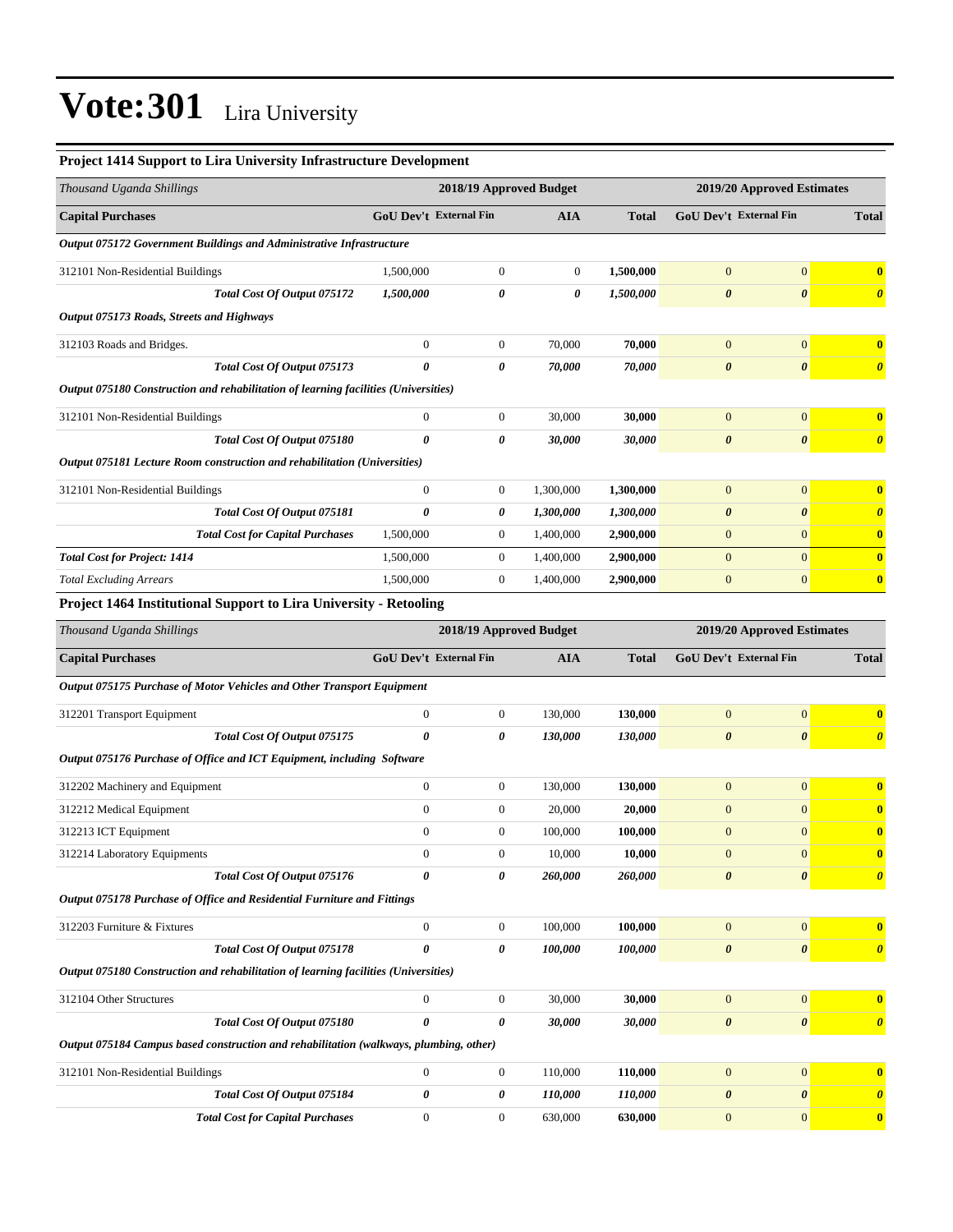# Vote:301 Lira University

**Project 1414 Support to Lira University Infrastructure Development**

| *Thousand Uganda Shillings* | 2018/19 Approved Budget | | | | 2019/20 Approved Estimates | | |
|---|---|---|---|---|---|---|---|
| **Capital Purchases** | **GoU Dev't** | **External Fin** | **AIA** | **Total** | **GoU Dev't** | **External Fin** | **Total** |
| ***Output 075172 Government Buildings and Administrative Infrastructure*** | | | | | | | |
| 312101 Non-Residential Buildings | 1,500,000 | 0 | 0 | **1,500,000** | 0 | 0 | **0** |
| ***Total Cost Of Output 075172*** | ***1,500,000*** | ***0*** | ***0*** | ***1,500,000*** | ***0*** | ***0*** | ***0*** |
| ***Output 075173 Roads, Streets and Highways*** | | | | | | | |
| 312103 Roads and Bridges. | 0 | 0 | 70,000 | **70,000** | 0 | 0 | **0** |
| ***Total Cost Of Output 075173*** | ***0*** | ***0*** | ***70,000*** | ***70,000*** | ***0*** | ***0*** | ***0*** |
| ***Output 075180 Construction and rehabilitation of learning facilities (Universities)*** | | | | | | | |
| 312101 Non-Residential Buildings | 0 | 0 | 30,000 | **30,000** | 0 | 0 | **0** |
| ***Total Cost Of Output 075180*** | ***0*** | ***0*** | ***30,000*** | ***30,000*** | ***0*** | ***0*** | ***0*** |
| ***Output 075181 Lecture Room construction and rehabilitation (Universities)*** | | | | | | | |
| 312101 Non-Residential Buildings | 0 | 0 | 1,300,000 | **1,300,000** | 0 | 0 | **0** |
| ***Total Cost Of Output 075181*** | ***0*** | ***0*** | ***1,300,000*** | ***1,300,000*** | ***0*** | ***0*** | ***0*** |
| ***Total Cost for Capital Purchases*** | 1,500,000 | 0 | 1,400,000 | **2,900,000** | 0 | 0 | **0** |
| ***Total Cost for Project: 1414*** | 1,500,000 | 0 | 1,400,000 | **2,900,000** | 0 | 0 | **0** |
| *Total Excluding Arrears* | 1,500,000 | 0 | 1,400,000 | **2,900,000** | 0 | 0 | **0** |

**Project 1464 Institutional Support to Lira University - Retooling**

| *Thousand Uganda Shillings* | 2018/19 Approved Budget | | | | 2019/20 Approved Estimates | | |
|---|---|---|---|---|---|---|---|
| **Capital Purchases** | **GoU Dev't** | **External Fin** | **AIA** | **Total** | **GoU Dev't** | **External Fin** | **Total** |
| ***Output 075175 Purchase of Motor Vehicles and Other Transport Equipment*** | | | | | | | |
| 312201 Transport Equipment | 0 | 0 | 130,000 | **130,000** | 0 | 0 | **0** |
| ***Total Cost Of Output 075175*** | ***0*** | ***0*** | ***130,000*** | ***130,000*** | ***0*** | ***0*** | ***0*** |
| ***Output 075176 Purchase of Office and ICT Equipment, including Software*** | | | | | | | |
| 312202 Machinery and Equipment | 0 | 0 | 130,000 | **130,000** | 0 | 0 | **0** |
| 312212 Medical Equipment | 0 | 0 | 20,000 | **20,000** | 0 | 0 | **0** |
| 312213 ICT Equipment | 0 | 0 | 100,000 | **100,000** | 0 | 0 | **0** |
| 312214 Laboratory Equipments | 0 | 0 | 10,000 | **10,000** | 0 | 0 | **0** |
| ***Total Cost Of Output 075176*** | ***0*** | ***0*** | ***260,000*** | ***260,000*** | ***0*** | ***0*** | ***0*** |
| ***Output 075178 Purchase of Office and Residential Furniture and Fittings*** | | | | | | | |
| 312203 Furniture & Fixtures | 0 | 0 | 100,000 | **100,000** | 0 | 0 | **0** |
| ***Total Cost Of Output 075178*** | ***0*** | ***0*** | ***100,000*** | ***100,000*** | ***0*** | ***0*** | ***0*** |
| ***Output 075180 Construction and rehabilitation of learning facilities (Universities)*** | | | | | | | |
| 312104 Other Structures | 0 | 0 | 30,000 | **30,000** | 0 | 0 | **0** |
| ***Total Cost Of Output 075180*** | ***0*** | ***0*** | ***30,000*** | ***30,000*** | ***0*** | ***0*** | ***0*** |
| ***Output 075184 Campus based construction and rehabilitation (walkways, plumbing, other)*** | | | | | | | |
| 312101 Non-Residential Buildings | 0 | 0 | 110,000 | **110,000** | 0 | 0 | **0** |
| ***Total Cost Of Output 075184*** | ***0*** | ***0*** | ***110,000*** | ***110,000*** | ***0*** | ***0*** | ***0*** |
| ***Total Cost for Capital Purchases*** | 0 | 0 | 630,000 | **630,000** | 0 | 0 | **0** |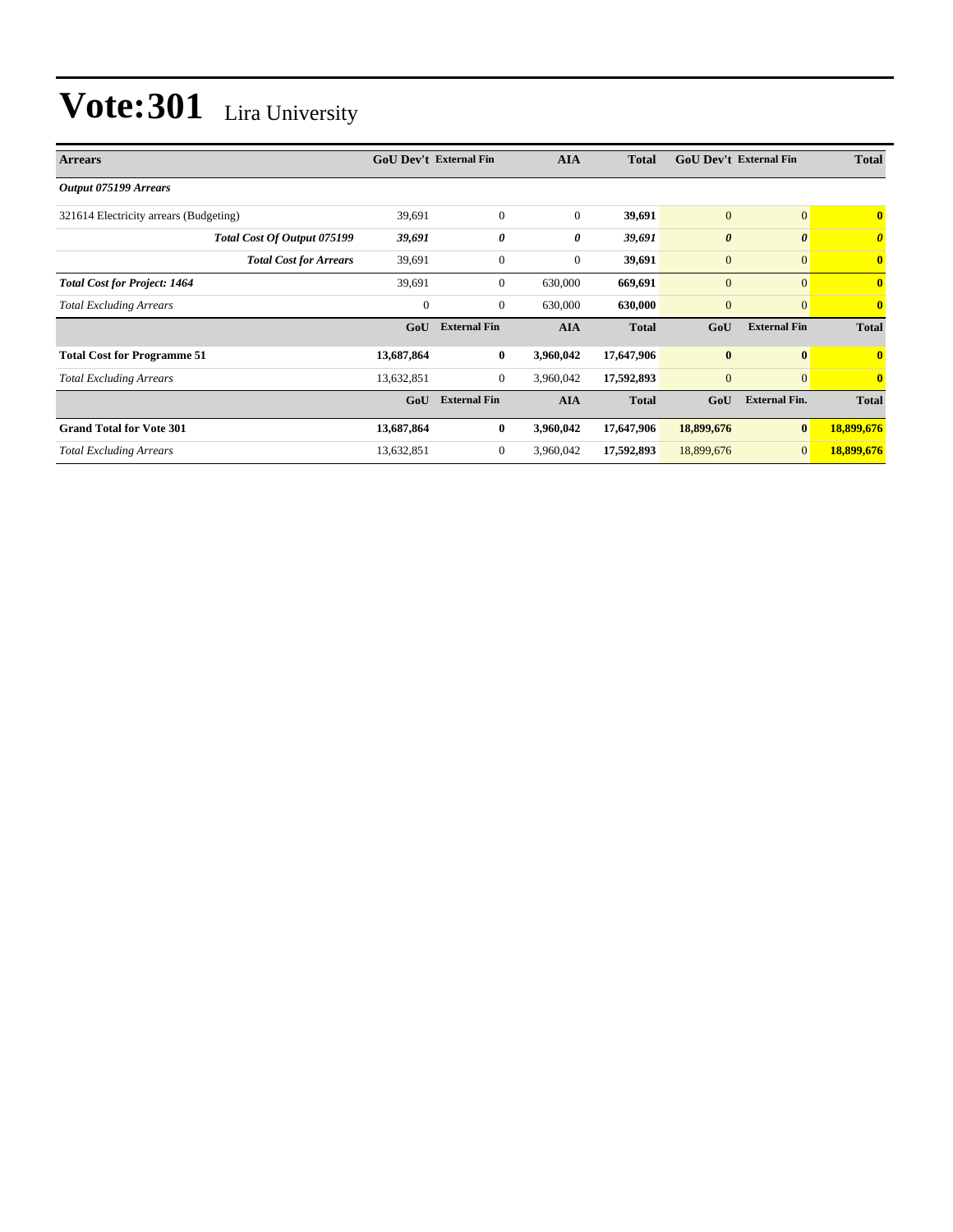# Vote:301 Lira University

| Arrears | GoU Dev't | External Fin | AIA | Total | GoU Dev't | External Fin | Total |
|---|---|---|---|---|---|---|---|
| ***Output 075199 Arrears*** | | | | | | | |
| 321614 Electricity arrears (Budgeting) | 39,691 | 0 | 0 | **39,691** | 0 | 0 | **0** |
| ***Total Cost Of Output 075199*** | ***39,691*** | ***0*** | ***0*** | ***39,691*** | ***0*** | ***0*** | ***0*** |
| ***Total Cost for Arrears*** | 39,691 | 0 | 0 | **39,691** | 0 | 0 | **0** |
| ***Total Cost for Project: 1464*** | 39,691 | 0 | 630,000 | **669,691** | 0 | 0 | **0** |
| *Total Excluding Arrears* | 0 | 0 | 630,000 | **630,000** | 0 | 0 | **0** |
| | **GoU** | **External Fin** | **AIA** | **Total** | **GoU** | **External Fin** | **Total** |
| **Total Cost for Programme 51** | **13,687,864** | **0** | **3,960,042** | **17,647,906** | **0** | **0** | **0** |
| *Total Excluding Arrears* | 13,632,851 | 0 | 3,960,042 | **17,592,893** | 0 | 0 | **0** |
| | **GoU** | **External Fin** | **AIA** | **Total** | **GoU** | **External Fin.** | **Total** |
| **Grand Total for Vote 301** | **13,687,864** | **0** | **3,960,042** | **17,647,906** | **18,899,676** | **0** | **18,899,676** |
| *Total Excluding Arrears* | 13,632,851 | 0 | 3,960,042 | **17,592,893** | 18,899,676 | 0 | **18,899,676** |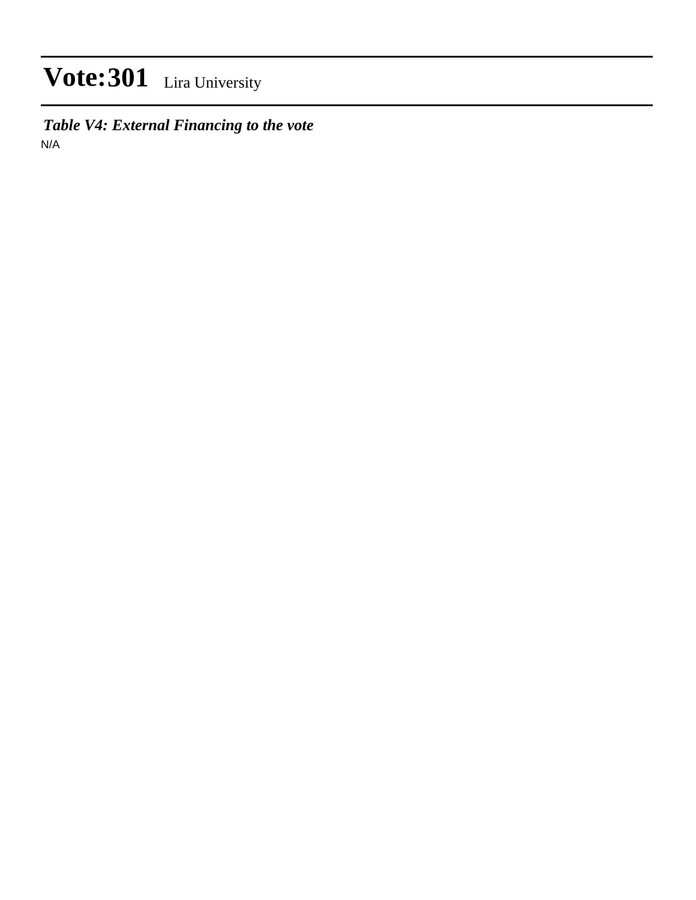# Vote:301 Lira University

***Table V4: External Financing to the vote***

N/A